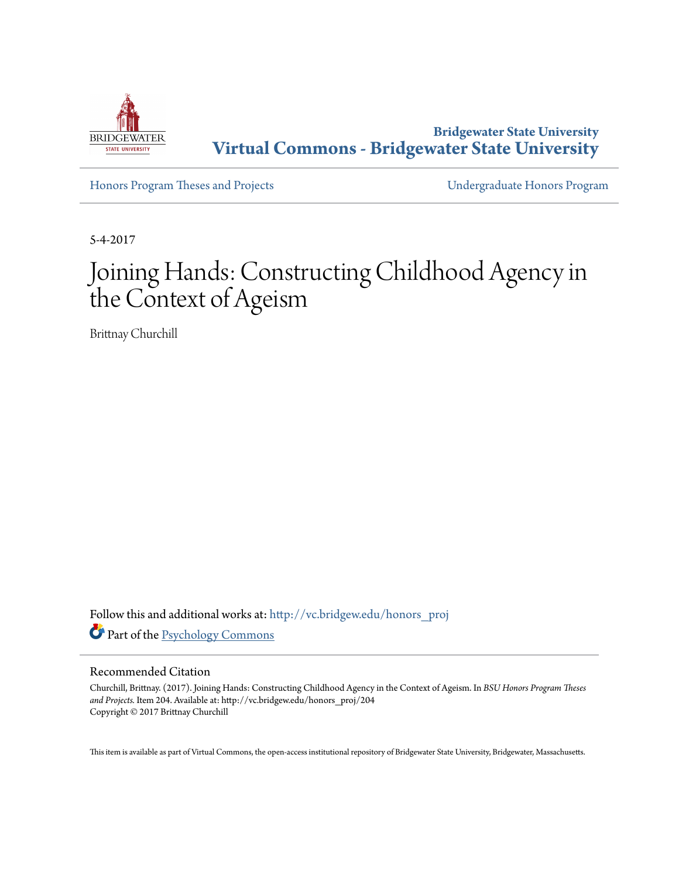Bridgewater State University

**Virtual Commons - Bridgewater State University**

Honors Program Theses and Projects | Undergraduate Honors Program

5-4-2017

# Joining Hands: Constructing Childhood Agency in the Context of Ageism

Brittnay Churchill

Follow this and additional works at: http://vc.bridgew.edu/honors_proj

Part of the Psychology Commons

## Recommended Citation

Churchill, Brittnay. (2017). Joining Hands: Constructing Childhood Agency in the Context of Ageism. In *BSU Honors Program Theses and Projects.* Item 204. Available at: http://vc.bridgew.edu/honors_proj/204
Copyright © 2017 Brittnay Churchill

This item is available as part of Virtual Commons, the open-access institutional repository of Bridgewater State University, Bridgewater, Massachusetts.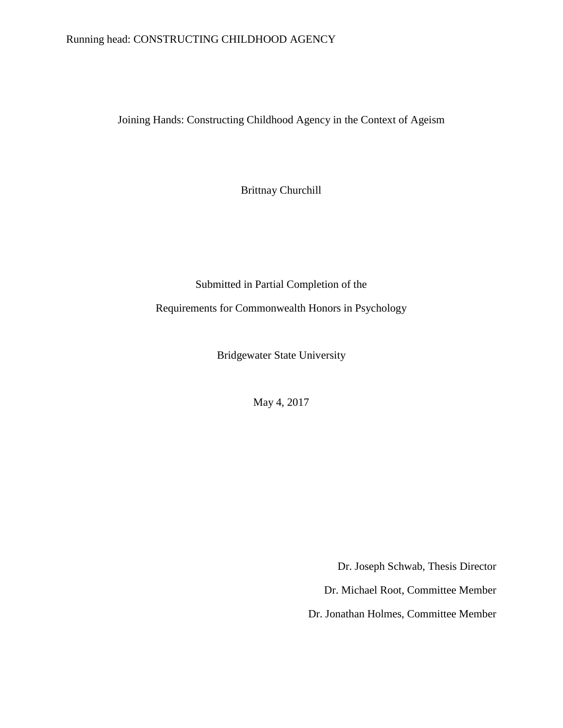# Joining Hands: Constructing Childhood Agency in the Context of Ageism

Brittnay Churchill

Submitted in Partial Completion of the

Requirements for Commonwealth Honors in Psychology

Bridgewater State University

May 4, 2017

Dr. Joseph Schwab, Thesis Director

Dr. Michael Root, Committee Member

Dr. Jonathan Holmes, Committee Member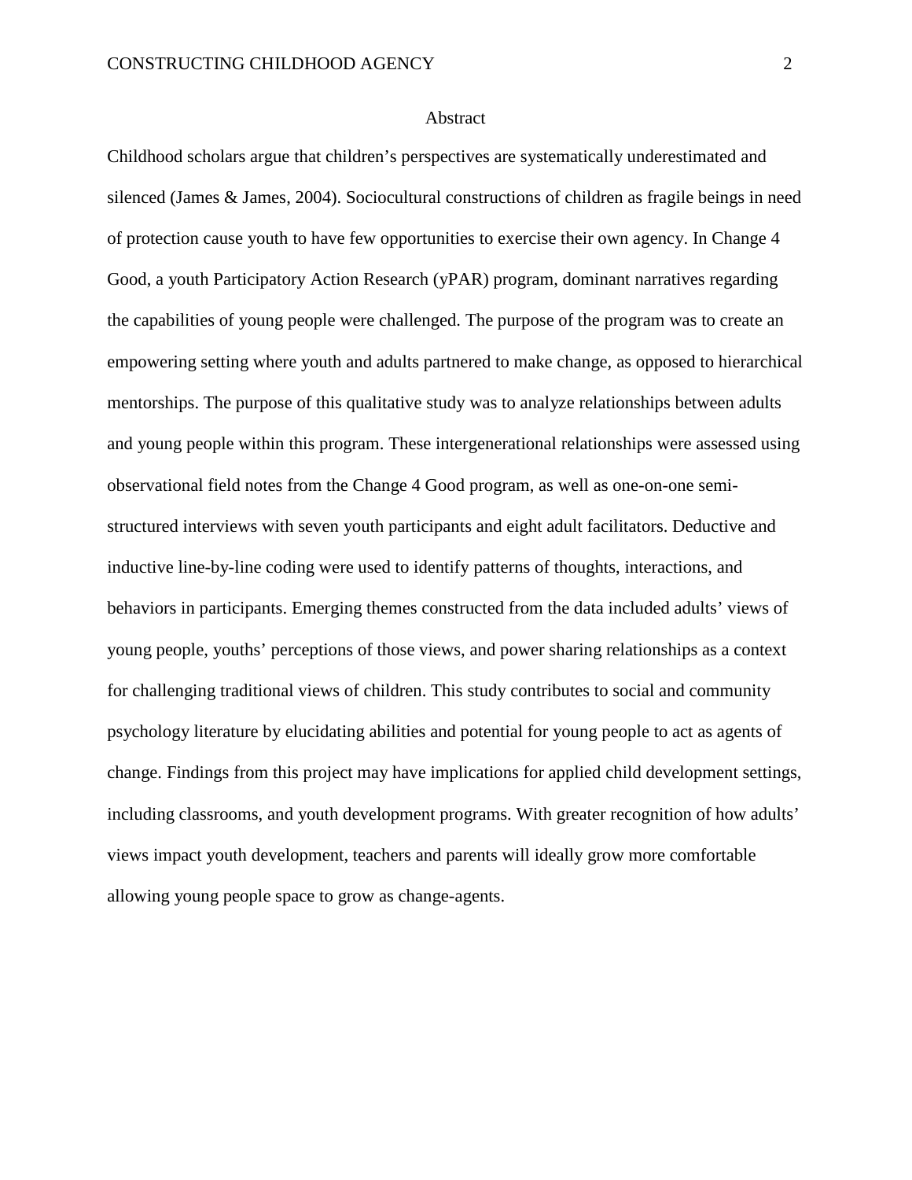# Abstract

Childhood scholars argue that children's perspectives are systematically underestimated and silenced (James & James, 2004). Sociocultural constructions of children as fragile beings in need of protection cause youth to have few opportunities to exercise their own agency. In Change 4 Good, a youth Participatory Action Research (yPAR) program, dominant narratives regarding the capabilities of young people were challenged. The purpose of the program was to create an empowering setting where youth and adults partnered to make change, as opposed to hierarchical mentorships. The purpose of this qualitative study was to analyze relationships between adults and young people within this program. These intergenerational relationships were assessed using observational field notes from the Change 4 Good program, as well as one-on-one semi-structured interviews with seven youth participants and eight adult facilitators. Deductive and inductive line-by-line coding were used to identify patterns of thoughts, interactions, and behaviors in participants. Emerging themes constructed from the data included adults' views of young people, youths' perceptions of those views, and power sharing relationships as a context for challenging traditional views of children. This study contributes to social and community psychology literature by elucidating abilities and potential for young people to act as agents of change. Findings from this project may have implications for applied child development settings, including classrooms, and youth development programs. With greater recognition of how adults' views impact youth development, teachers and parents will ideally grow more comfortable allowing young people space to grow as change-agents.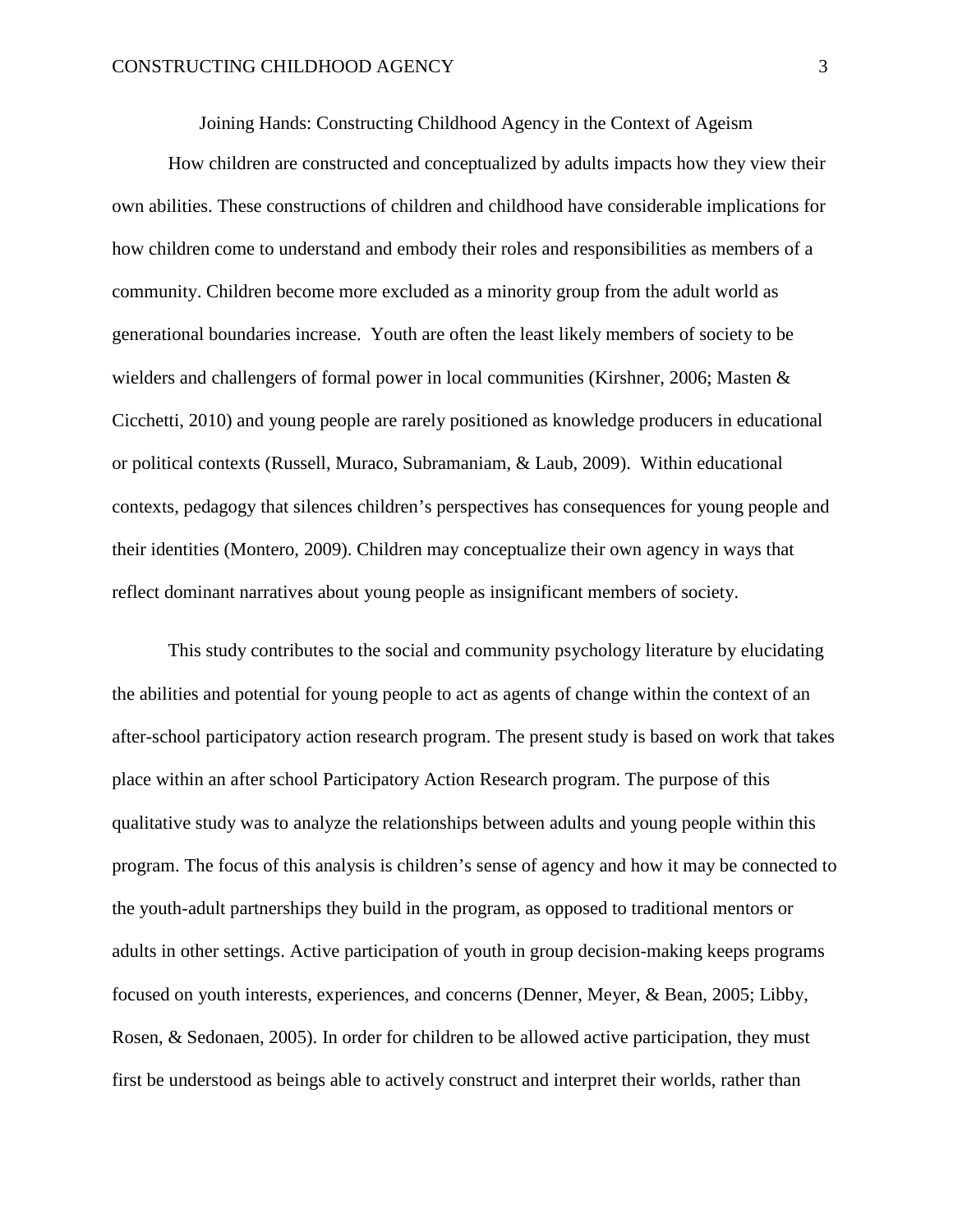# Joining Hands: Constructing Childhood Agency in the Context of Ageism

How children are constructed and conceptualized by adults impacts how they view their own abilities. These constructions of children and childhood have considerable implications for how children come to understand and embody their roles and responsibilities as members of a community. Children become more excluded as a minority group from the adult world as generational boundaries increase. Youth are often the least likely members of society to be wielders and challengers of formal power in local communities (Kirshner, 2006; Masten & Cicchetti, 2010) and young people are rarely positioned as knowledge producers in educational or political contexts (Russell, Muraco, Subramaniam, & Laub, 2009). Within educational contexts, pedagogy that silences children's perspectives has consequences for young people and their identities (Montero, 2009). Children may conceptualize their own agency in ways that reflect dominant narratives about young people as insignificant members of society.

This study contributes to the social and community psychology literature by elucidating the abilities and potential for young people to act as agents of change within the context of an after-school participatory action research program. The present study is based on work that takes place within an after school Participatory Action Research program. The purpose of this qualitative study was to analyze the relationships between adults and young people within this program. The focus of this analysis is children's sense of agency and how it may be connected to the youth-adult partnerships they build in the program, as opposed to traditional mentors or adults in other settings. Active participation of youth in group decision-making keeps programs focused on youth interests, experiences, and concerns (Denner, Meyer, & Bean, 2005; Libby, Rosen, & Sedonaen, 2005). In order for children to be allowed active participation, they must first be understood as beings able to actively construct and interpret their worlds, rather than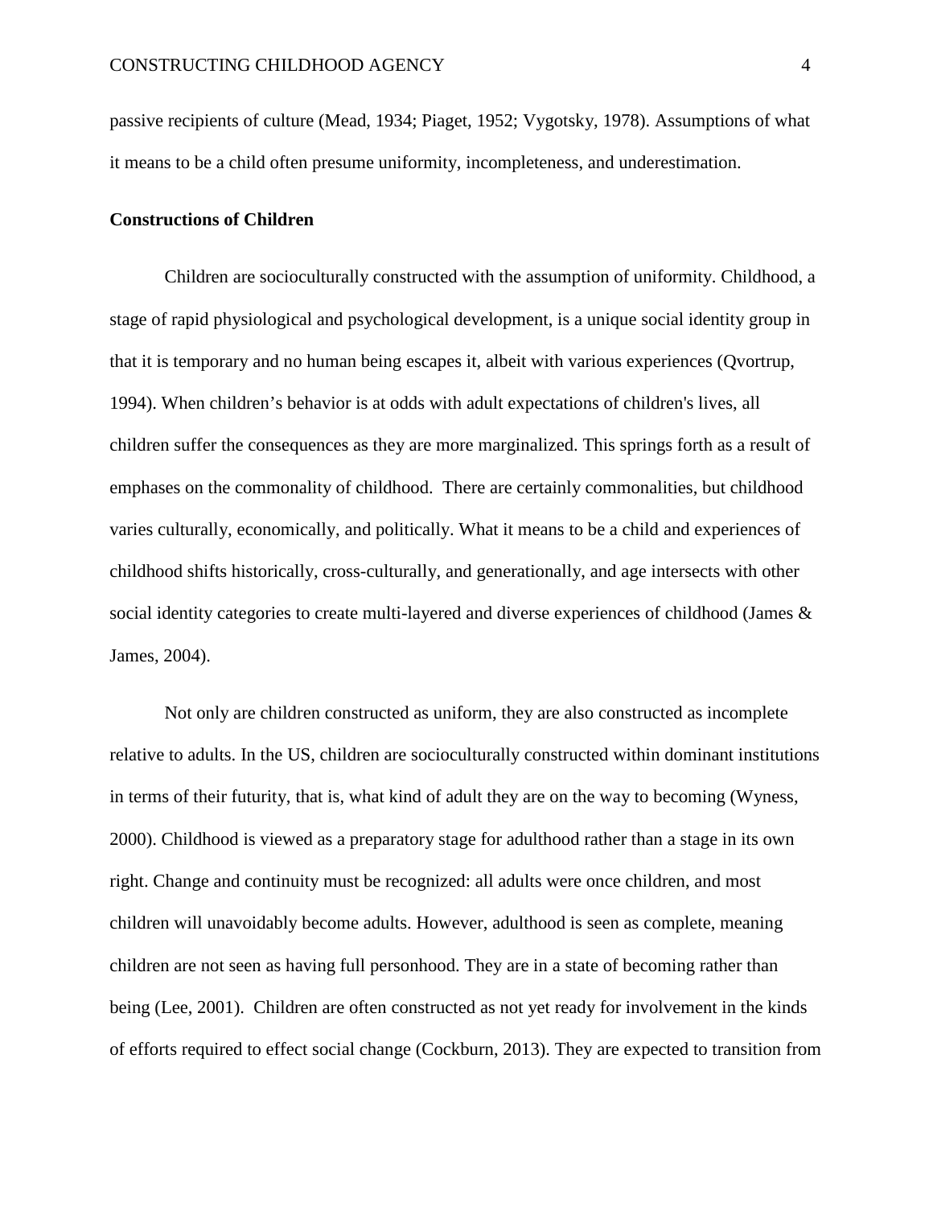passive recipients of culture (Mead, 1934; Piaget, 1952; Vygotsky, 1978). Assumptions of what it means to be a child often presume uniformity, incompleteness, and underestimation.

**Constructions of Children**

Children are socioculturally constructed with the assumption of uniformity. Childhood, a stage of rapid physiological and psychological development, is a unique social identity group in that it is temporary and no human being escapes it, albeit with various experiences (Qvortrup, 1994). When children's behavior is at odds with adult expectations of children's lives, all children suffer the consequences as they are more marginalized. This springs forth as a result of emphases on the commonality of childhood. There are certainly commonalities, but childhood varies culturally, economically, and politically. What it means to be a child and experiences of childhood shifts historically, cross-culturally, and generationally, and age intersects with other social identity categories to create multi-layered and diverse experiences of childhood (James & James, 2004).

Not only are children constructed as uniform, they are also constructed as incomplete relative to adults. In the US, children are socioculturally constructed within dominant institutions in terms of their futurity, that is, what kind of adult they are on the way to becoming (Wyness, 2000). Childhood is viewed as a preparatory stage for adulthood rather than a stage in its own right. Change and continuity must be recognized: all adults were once children, and most children will unavoidably become adults. However, adulthood is seen as complete, meaning children are not seen as having full personhood. They are in a state of becoming rather than being (Lee, 2001). Children are often constructed as not yet ready for involvement in the kinds of efforts required to effect social change (Cockburn, 2013). They are expected to transition from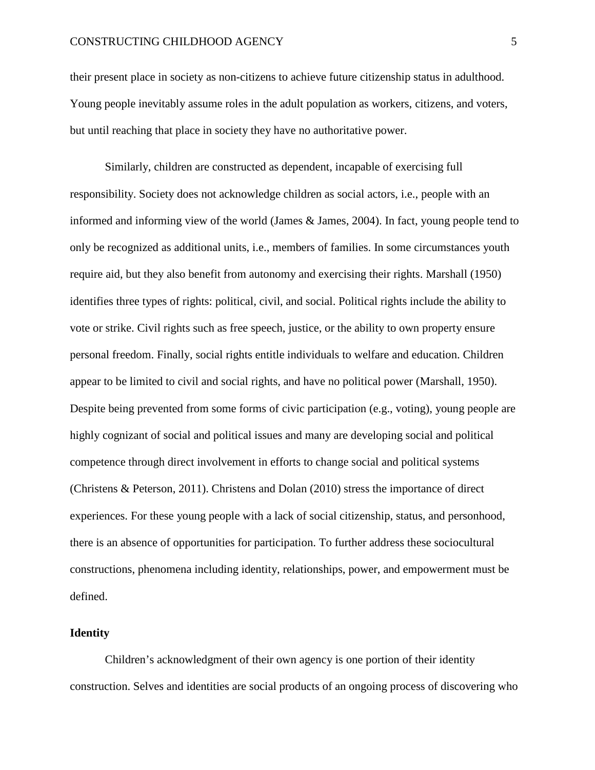their present place in society as non-citizens to achieve future citizenship status in adulthood. Young people inevitably assume roles in the adult population as workers, citizens, and voters, but until reaching that place in society they have no authoritative power.

Similarly, children are constructed as dependent, incapable of exercising full responsibility. Society does not acknowledge children as social actors, i.e., people with an informed and informing view of the world (James & James, 2004). In fact, young people tend to only be recognized as additional units, i.e., members of families. In some circumstances youth require aid, but they also benefit from autonomy and exercising their rights. Marshall (1950) identifies three types of rights: political, civil, and social. Political rights include the ability to vote or strike. Civil rights such as free speech, justice, or the ability to own property ensure personal freedom. Finally, social rights entitle individuals to welfare and education. Children appear to be limited to civil and social rights, and have no political power (Marshall, 1950). Despite being prevented from some forms of civic participation (e.g., voting), young people are highly cognizant of social and political issues and many are developing social and political competence through direct involvement in efforts to change social and political systems (Christens & Peterson, 2011). Christens and Dolan (2010) stress the importance of direct experiences. For these young people with a lack of social citizenship, status, and personhood, there is an absence of opportunities for participation. To further address these sociocultural constructions, phenomena including identity, relationships, power, and empowerment must be defined.

**Identity**

Children's acknowledgment of their own agency is one portion of their identity construction. Selves and identities are social products of an ongoing process of discovering who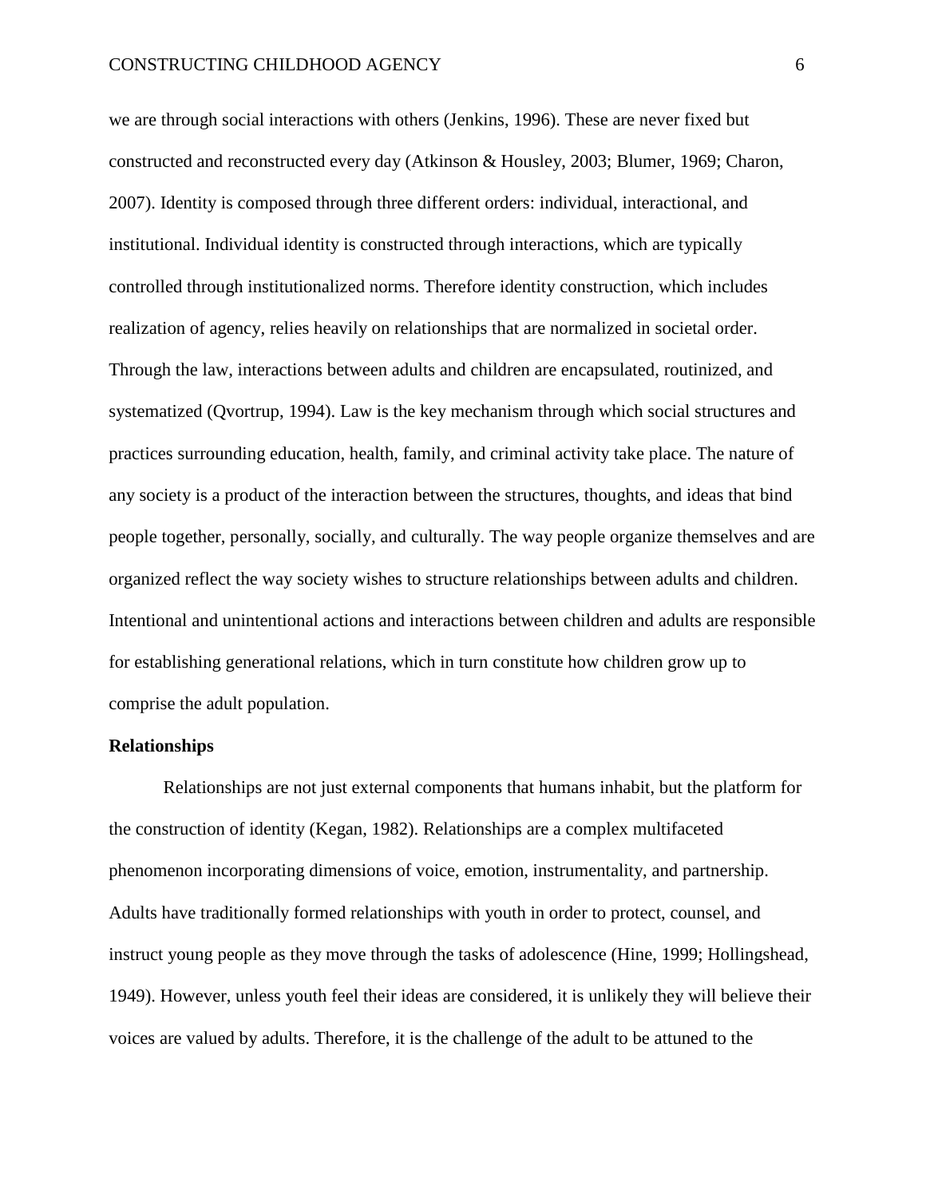we are through social interactions with others (Jenkins, 1996). These are never fixed but constructed and reconstructed every day (Atkinson & Housley, 2003; Blumer, 1969; Charon, 2007). Identity is composed through three different orders: individual, interactional, and institutional. Individual identity is constructed through interactions, which are typically controlled through institutionalized norms. Therefore identity construction, which includes realization of agency, relies heavily on relationships that are normalized in societal order. Through the law, interactions between adults and children are encapsulated, routinized, and systematized (Qvortrup, 1994). Law is the key mechanism through which social structures and practices surrounding education, health, family, and criminal activity take place. The nature of any society is a product of the interaction between the structures, thoughts, and ideas that bind people together, personally, socially, and culturally. The way people organize themselves and are organized reflect the way society wishes to structure relationships between adults and children. Intentional and unintentional actions and interactions between children and adults are responsible for establishing generational relations, which in turn constitute how children grow up to comprise the adult population.

**Relationships**

Relationships are not just external components that humans inhabit, but the platform for the construction of identity (Kegan, 1982). Relationships are a complex multifaceted phenomenon incorporating dimensions of voice, emotion, instrumentality, and partnership. Adults have traditionally formed relationships with youth in order to protect, counsel, and instruct young people as they move through the tasks of adolescence (Hine, 1999; Hollingshead, 1949). However, unless youth feel their ideas are considered, it is unlikely they will believe their voices are valued by adults. Therefore, it is the challenge of the adult to be attuned to the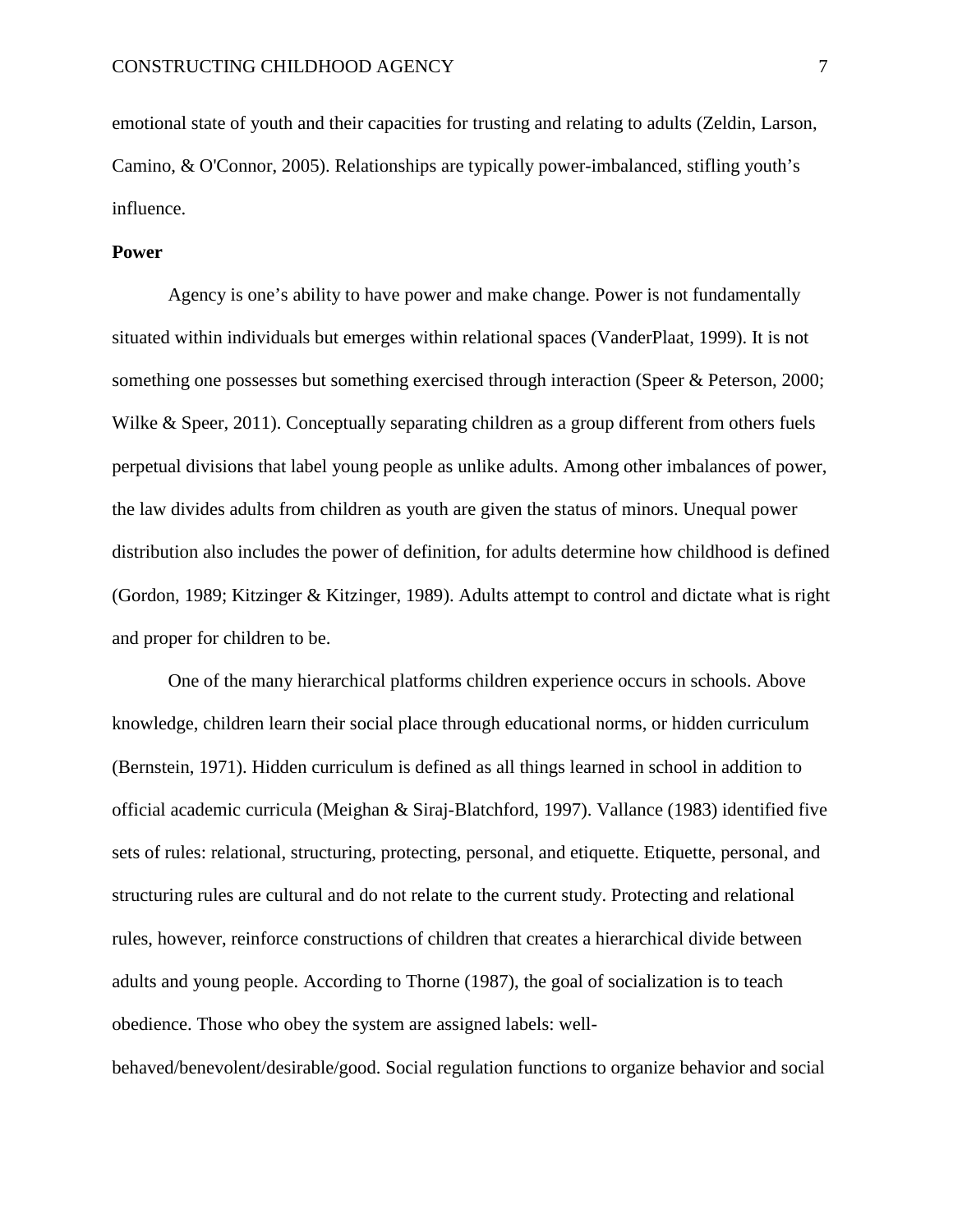emotional state of youth and their capacities for trusting and relating to adults (Zeldin, Larson, Camino, & O'Connor, 2005). Relationships are typically power-imbalanced, stifling youth's influence.

**Power**

Agency is one's ability to have power and make change. Power is not fundamentally situated within individuals but emerges within relational spaces (VanderPlaat, 1999). It is not something one possesses but something exercised through interaction (Speer & Peterson, 2000; Wilke & Speer, 2011). Conceptually separating children as a group different from others fuels perpetual divisions that label young people as unlike adults. Among other imbalances of power, the law divides adults from children as youth are given the status of minors. Unequal power distribution also includes the power of definition, for adults determine how childhood is defined (Gordon, 1989; Kitzinger & Kitzinger, 1989). Adults attempt to control and dictate what is right and proper for children to be.

One of the many hierarchical platforms children experience occurs in schools. Above knowledge, children learn their social place through educational norms, or hidden curriculum (Bernstein, 1971). Hidden curriculum is defined as all things learned in school in addition to official academic curricula (Meighan & Siraj-Blatchford, 1997). Vallance (1983) identified five sets of rules: relational, structuring, protecting, personal, and etiquette. Etiquette, personal, and structuring rules are cultural and do not relate to the current study. Protecting and relational rules, however, reinforce constructions of children that creates a hierarchical divide between adults and young people. According to Thorne (1987), the goal of socialization is to teach obedience. Those who obey the system are assigned labels: well-behaved/benevolent/desirable/good. Social regulation functions to organize behavior and social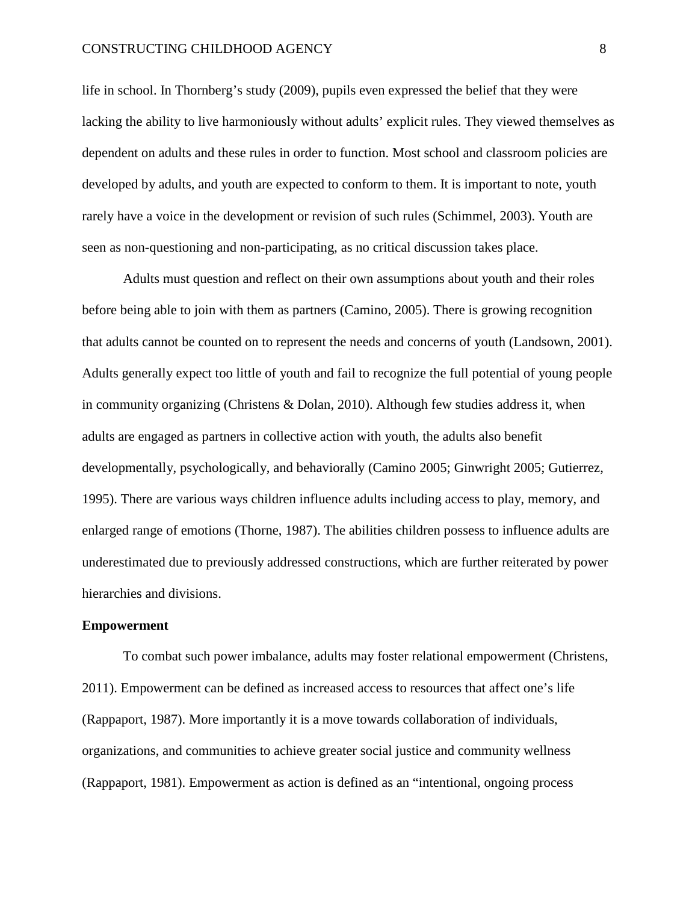life in school. In Thornberg's study (2009), pupils even expressed the belief that they were lacking the ability to live harmoniously without adults' explicit rules. They viewed themselves as dependent on adults and these rules in order to function. Most school and classroom policies are developed by adults, and youth are expected to conform to them. It is important to note, youth rarely have a voice in the development or revision of such rules (Schimmel, 2003). Youth are seen as non-questioning and non-participating, as no critical discussion takes place.

Adults must question and reflect on their own assumptions about youth and their roles before being able to join with them as partners (Camino, 2005). There is growing recognition that adults cannot be counted on to represent the needs and concerns of youth (Landsown, 2001). Adults generally expect too little of youth and fail to recognize the full potential of young people in community organizing (Christens & Dolan, 2010). Although few studies address it, when adults are engaged as partners in collective action with youth, the adults also benefit developmentally, psychologically, and behaviorally (Camino 2005; Ginwright 2005; Gutierrez, 1995). There are various ways children influence adults including access to play, memory, and enlarged range of emotions (Thorne, 1987). The abilities children possess to influence adults are underestimated due to previously addressed constructions, which are further reiterated by power hierarchies and divisions.

**Empowerment**

To combat such power imbalance, adults may foster relational empowerment (Christens, 2011). Empowerment can be defined as increased access to resources that affect one's life (Rappaport, 1987). More importantly it is a move towards collaboration of individuals, organizations, and communities to achieve greater social justice and community wellness (Rappaport, 1981). Empowerment as action is defined as an "intentional, ongoing process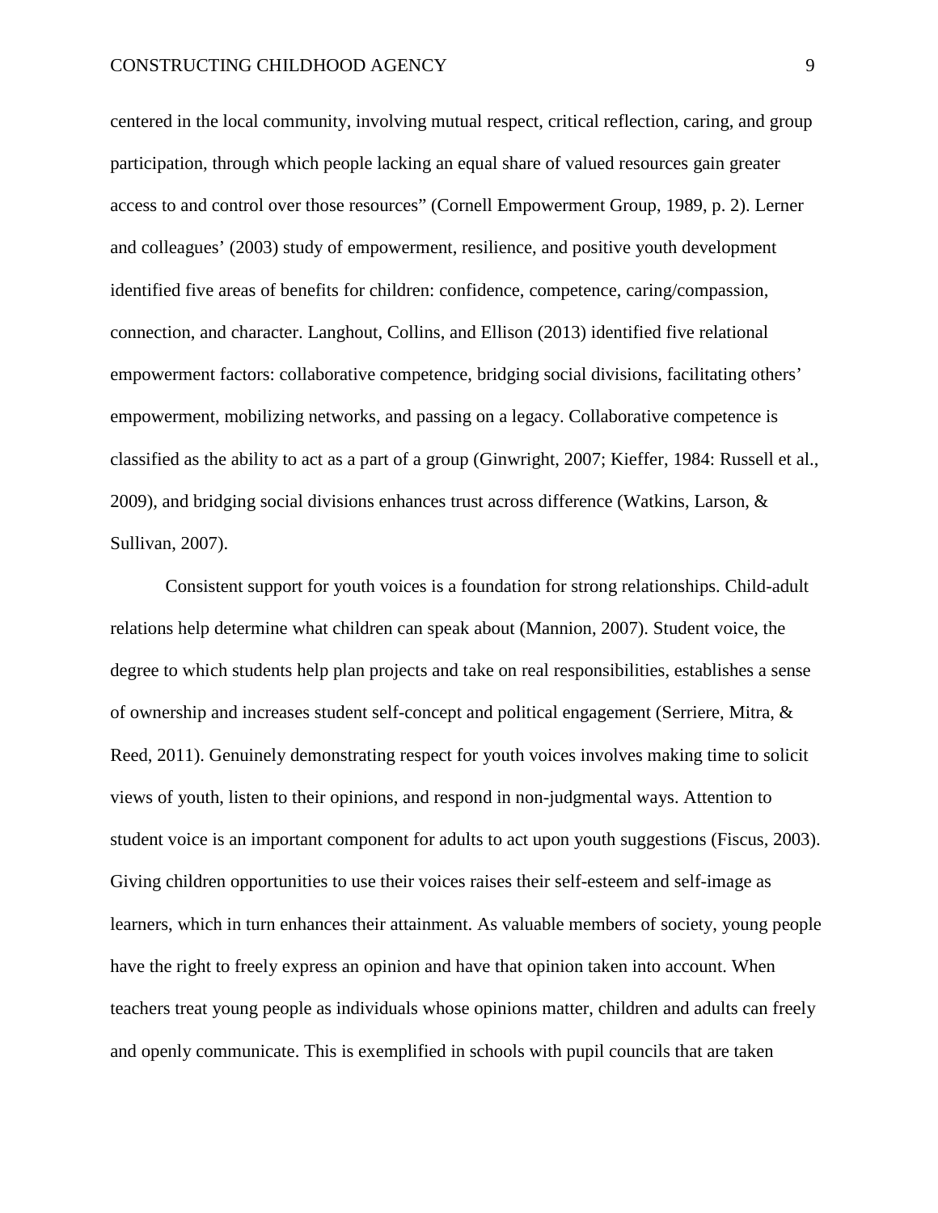centered in the local community, involving mutual respect, critical reflection, caring, and group participation, through which people lacking an equal share of valued resources gain greater access to and control over those resources" (Cornell Empowerment Group, 1989, p. 2). Lerner and colleagues' (2003) study of empowerment, resilience, and positive youth development identified five areas of benefits for children: confidence, competence, caring/compassion, connection, and character. Langhout, Collins, and Ellison (2013) identified five relational empowerment factors: collaborative competence, bridging social divisions, facilitating others' empowerment, mobilizing networks, and passing on a legacy. Collaborative competence is classified as the ability to act as a part of a group (Ginwright, 2007; Kieffer, 1984: Russell et al., 2009), and bridging social divisions enhances trust across difference (Watkins, Larson, & Sullivan, 2007).

Consistent support for youth voices is a foundation for strong relationships. Child-adult relations help determine what children can speak about (Mannion, 2007). Student voice, the degree to which students help plan projects and take on real responsibilities, establishes a sense of ownership and increases student self-concept and political engagement (Serriere, Mitra, & Reed, 2011). Genuinely demonstrating respect for youth voices involves making time to solicit views of youth, listen to their opinions, and respond in non-judgmental ways. Attention to student voice is an important component for adults to act upon youth suggestions (Fiscus, 2003). Giving children opportunities to use their voices raises their self-esteem and self-image as learners, which in turn enhances their attainment. As valuable members of society, young people have the right to freely express an opinion and have that opinion taken into account. When teachers treat young people as individuals whose opinions matter, children and adults can freely and openly communicate. This is exemplified in schools with pupil councils that are taken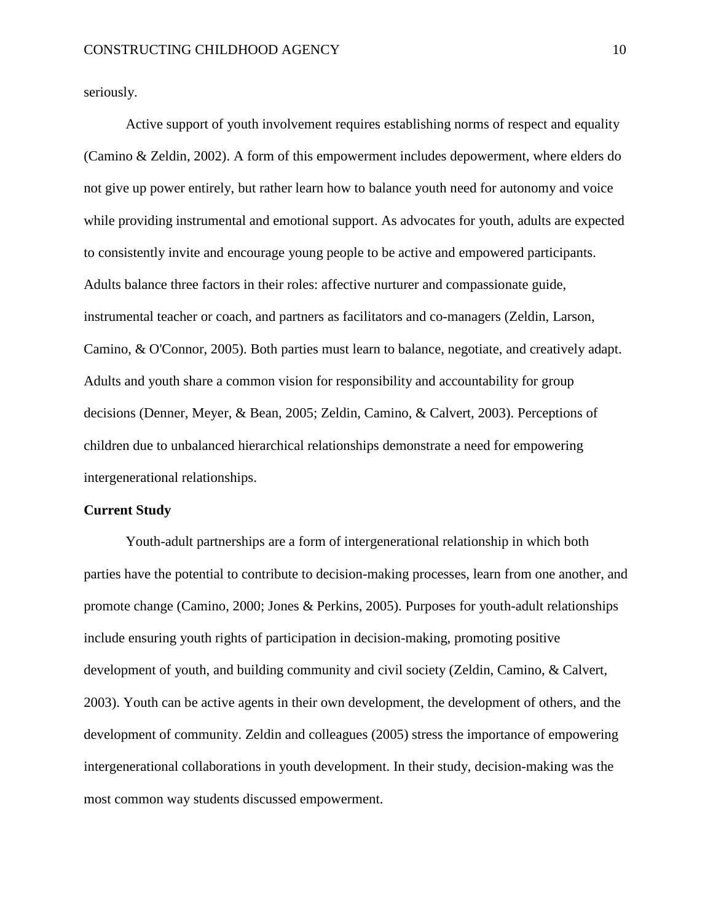seriously.

Active support of youth involvement requires establishing norms of respect and equality (Camino & Zeldin, 2002). A form of this empowerment includes depowerment, where elders do not give up power entirely, but rather learn how to balance youth need for autonomy and voice while providing instrumental and emotional support. As advocates for youth, adults are expected to consistently invite and encourage young people to be active and empowered participants. Adults balance three factors in their roles: affective nurturer and compassionate guide, instrumental teacher or coach, and partners as facilitators and co-managers (Zeldin, Larson, Camino, & O'Connor, 2005). Both parties must learn to balance, negotiate, and creatively adapt. Adults and youth share a common vision for responsibility and accountability for group decisions (Denner, Meyer, & Bean, 2005; Zeldin, Camino, & Calvert, 2003). Perceptions of children due to unbalanced hierarchical relationships demonstrate a need for empowering intergenerational relationships.

**Current Study**

Youth-adult partnerships are a form of intergenerational relationship in which both parties have the potential to contribute to decision-making processes, learn from one another, and promote change (Camino, 2000; Jones & Perkins, 2005). Purposes for youth-adult relationships include ensuring youth rights of participation in decision-making, promoting positive development of youth, and building community and civil society (Zeldin, Camino, & Calvert, 2003). Youth can be active agents in their own development, the development of others, and the development of community. Zeldin and colleagues (2005) stress the importance of empowering intergenerational collaborations in youth development. In their study, decision-making was the most common way students discussed empowerment.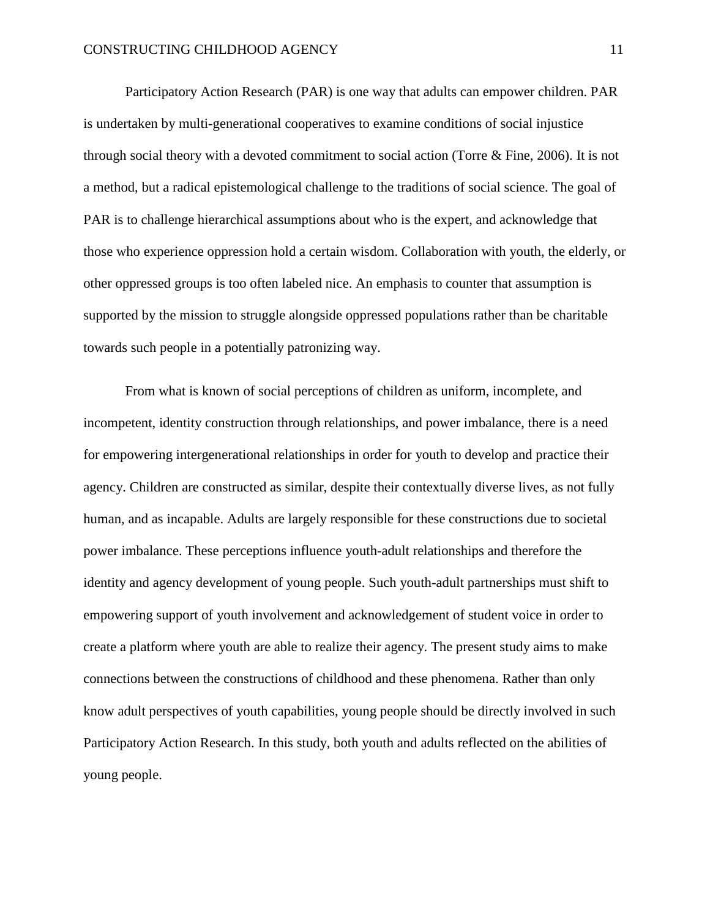Participatory Action Research (PAR) is one way that adults can empower children. PAR is undertaken by multi-generational cooperatives to examine conditions of social injustice through social theory with a devoted commitment to social action (Torre & Fine, 2006). It is not a method, but a radical epistemological challenge to the traditions of social science. The goal of PAR is to challenge hierarchical assumptions about who is the expert, and acknowledge that those who experience oppression hold a certain wisdom. Collaboration with youth, the elderly, or other oppressed groups is too often labeled nice. An emphasis to counter that assumption is supported by the mission to struggle alongside oppressed populations rather than be charitable towards such people in a potentially patronizing way.

From what is known of social perceptions of children as uniform, incomplete, and incompetent, identity construction through relationships, and power imbalance, there is a need for empowering intergenerational relationships in order for youth to develop and practice their agency. Children are constructed as similar, despite their contextually diverse lives, as not fully human, and as incapable. Adults are largely responsible for these constructions due to societal power imbalance. These perceptions influence youth-adult relationships and therefore the identity and agency development of young people. Such youth-adult partnerships must shift to empowering support of youth involvement and acknowledgement of student voice in order to create a platform where youth are able to realize their agency. The present study aims to make connections between the constructions of childhood and these phenomena. Rather than only know adult perspectives of youth capabilities, young people should be directly involved in such Participatory Action Research. In this study, both youth and adults reflected on the abilities of young people.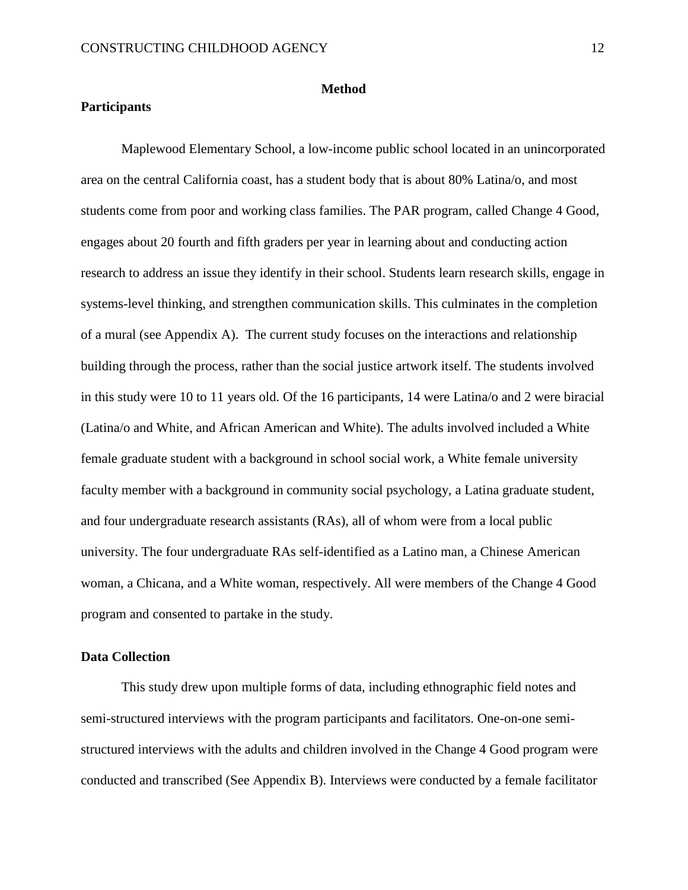## Method

### Participants

Maplewood Elementary School, a low-income public school located in an unincorporated area on the central California coast, has a student body that is about 80% Latina/o, and most students come from poor and working class families. The PAR program, called Change 4 Good, engages about 20 fourth and fifth graders per year in learning about and conducting action research to address an issue they identify in their school. Students learn research skills, engage in systems-level thinking, and strengthen communication skills. This culminates in the completion of a mural (see Appendix A). The current study focuses on the interactions and relationship building through the process, rather than the social justice artwork itself. The students involved in this study were 10 to 11 years old. Of the 16 participants, 14 were Latina/o and 2 were biracial (Latina/o and White, and African American and White). The adults involved included a White female graduate student with a background in school social work, a White female university faculty member with a background in community social psychology, a Latina graduate student, and four undergraduate research assistants (RAs), all of whom were from a local public university. The four undergraduate RAs self-identified as a Latino man, a Chinese American woman, a Chicana, and a White woman, respectively. All were members of the Change 4 Good program and consented to partake in the study.

### Data Collection

This study drew upon multiple forms of data, including ethnographic field notes and semi-structured interviews with the program participants and facilitators. One-on-one semi-structured interviews with the adults and children involved in the Change 4 Good program were conducted and transcribed (See Appendix B). Interviews were conducted by a female facilitator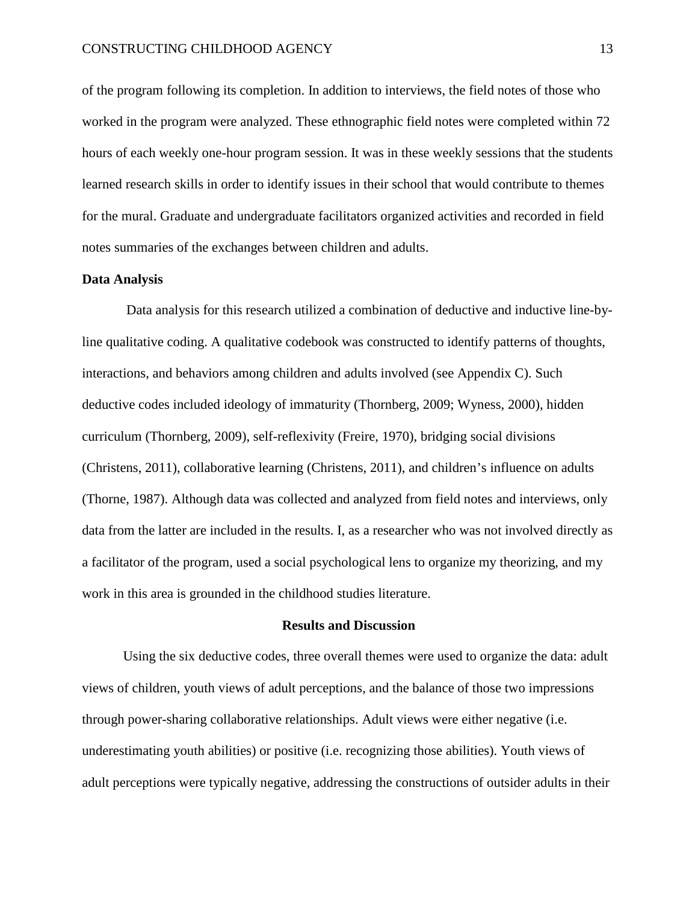of the program following its completion. In addition to interviews, the field notes of those who worked in the program were analyzed. These ethnographic field notes were completed within 72 hours of each weekly one-hour program session. It was in these weekly sessions that the students learned research skills in order to identify issues in their school that would contribute to themes for the mural. Graduate and undergraduate facilitators organized activities and recorded in field notes summaries of the exchanges between children and adults.

**Data Analysis**

Data analysis for this research utilized a combination of deductive and inductive line-by-line qualitative coding. A qualitative codebook was constructed to identify patterns of thoughts, interactions, and behaviors among children and adults involved (see Appendix C). Such deductive codes included ideology of immaturity (Thornberg, 2009; Wyness, 2000), hidden curriculum (Thornberg, 2009), self-reflexivity (Freire, 1970), bridging social divisions (Christens, 2011), collaborative learning (Christens, 2011), and children's influence on adults (Thorne, 1987). Although data was collected and analyzed from field notes and interviews, only data from the latter are included in the results. I, as a researcher who was not involved directly as a facilitator of the program, used a social psychological lens to organize my theorizing, and my work in this area is grounded in the childhood studies literature.

## Results and Discussion

Using the six deductive codes, three overall themes were used to organize the data: adult views of children, youth views of adult perceptions, and the balance of those two impressions through power-sharing collaborative relationships. Adult views were either negative (i.e. underestimating youth abilities) or positive (i.e. recognizing those abilities). Youth views of adult perceptions were typically negative, addressing the constructions of outsider adults in their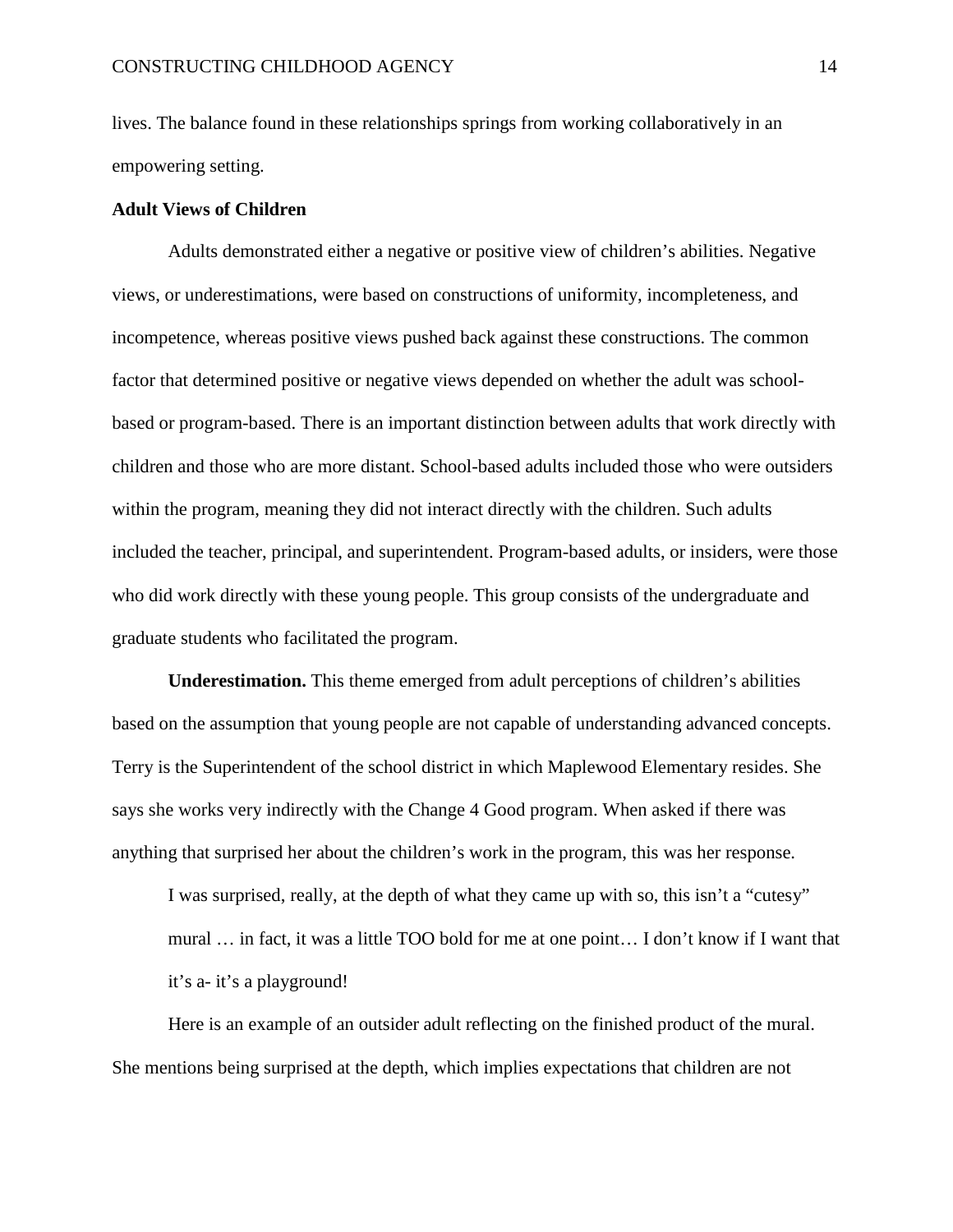lives. The balance found in these relationships springs from working collaboratively in an empowering setting.

## Adult Views of Children

Adults demonstrated either a negative or positive view of children's abilities. Negative views, or underestimations, were based on constructions of uniformity, incompleteness, and incompetence, whereas positive views pushed back against these constructions. The common factor that determined positive or negative views depended on whether the adult was school-based or program-based. There is an important distinction between adults that work directly with children and those who are more distant. School-based adults included those who were outsiders within the program, meaning they did not interact directly with the children. Such adults included the teacher, principal, and superintendent. Program-based adults, or insiders, were those who did work directly with these young people. This group consists of the undergraduate and graduate students who facilitated the program.

**Underestimation.** This theme emerged from adult perceptions of children's abilities based on the assumption that young people are not capable of understanding advanced concepts. Terry is the Superintendent of the school district in which Maplewood Elementary resides. She says she works very indirectly with the Change 4 Good program. When asked if there was anything that surprised her about the children's work in the program, this was her response.

> I was surprised, really, at the depth of what they came up with so, this isn't a "cutesy" mural … in fact, it was a little TOO bold for me at one point… I don't know if I want that it's a- it's a playground!

Here is an example of an outsider adult reflecting on the finished product of the mural. She mentions being surprised at the depth, which implies expectations that children are not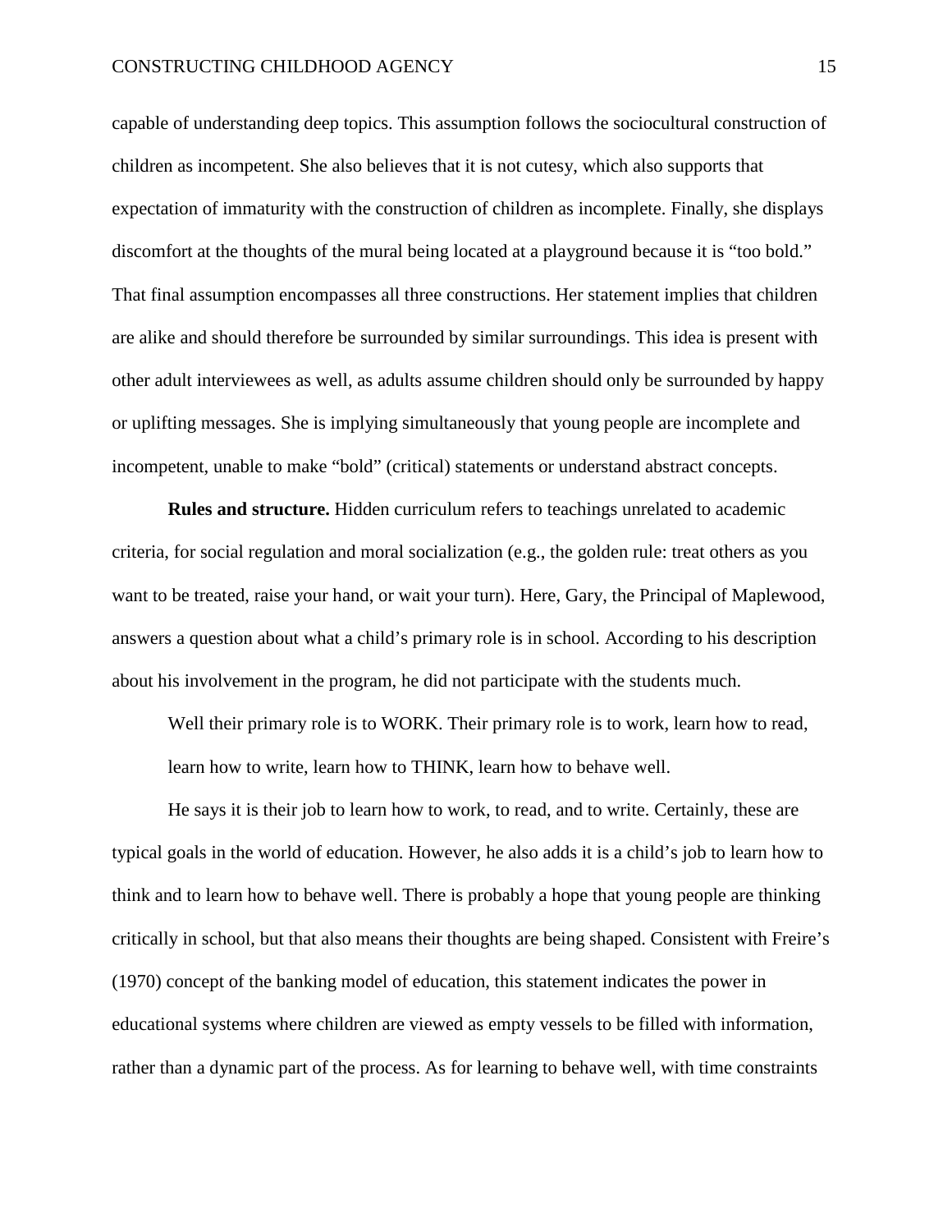capable of understanding deep topics. This assumption follows the sociocultural construction of children as incompetent. She also believes that it is not cutesy, which also supports that expectation of immaturity with the construction of children as incomplete. Finally, she displays discomfort at the thoughts of the mural being located at a playground because it is "too bold." That final assumption encompasses all three constructions. Her statement implies that children are alike and should therefore be surrounded by similar surroundings. This idea is present with other adult interviewees as well, as adults assume children should only be surrounded by happy or uplifting messages. She is implying simultaneously that young people are incomplete and incompetent, unable to make "bold" (critical) statements or understand abstract concepts.

**Rules and structure.** Hidden curriculum refers to teachings unrelated to academic criteria, for social regulation and moral socialization (e.g., the golden rule: treat others as you want to be treated, raise your hand, or wait your turn). Here, Gary, the Principal of Maplewood, answers a question about what a child's primary role is in school. According to his description about his involvement in the program, he did not participate with the students much.

> Well their primary role is to WORK. Their primary role is to work, learn how to read, learn how to write, learn how to THINK, learn how to behave well.

He says it is their job to learn how to work, to read, and to write. Certainly, these are typical goals in the world of education. However, he also adds it is a child's job to learn how to think and to learn how to behave well. There is probably a hope that young people are thinking critically in school, but that also means their thoughts are being shaped. Consistent with Freire's (1970) concept of the banking model of education, this statement indicates the power in educational systems where children are viewed as empty vessels to be filled with information, rather than a dynamic part of the process. As for learning to behave well, with time constraints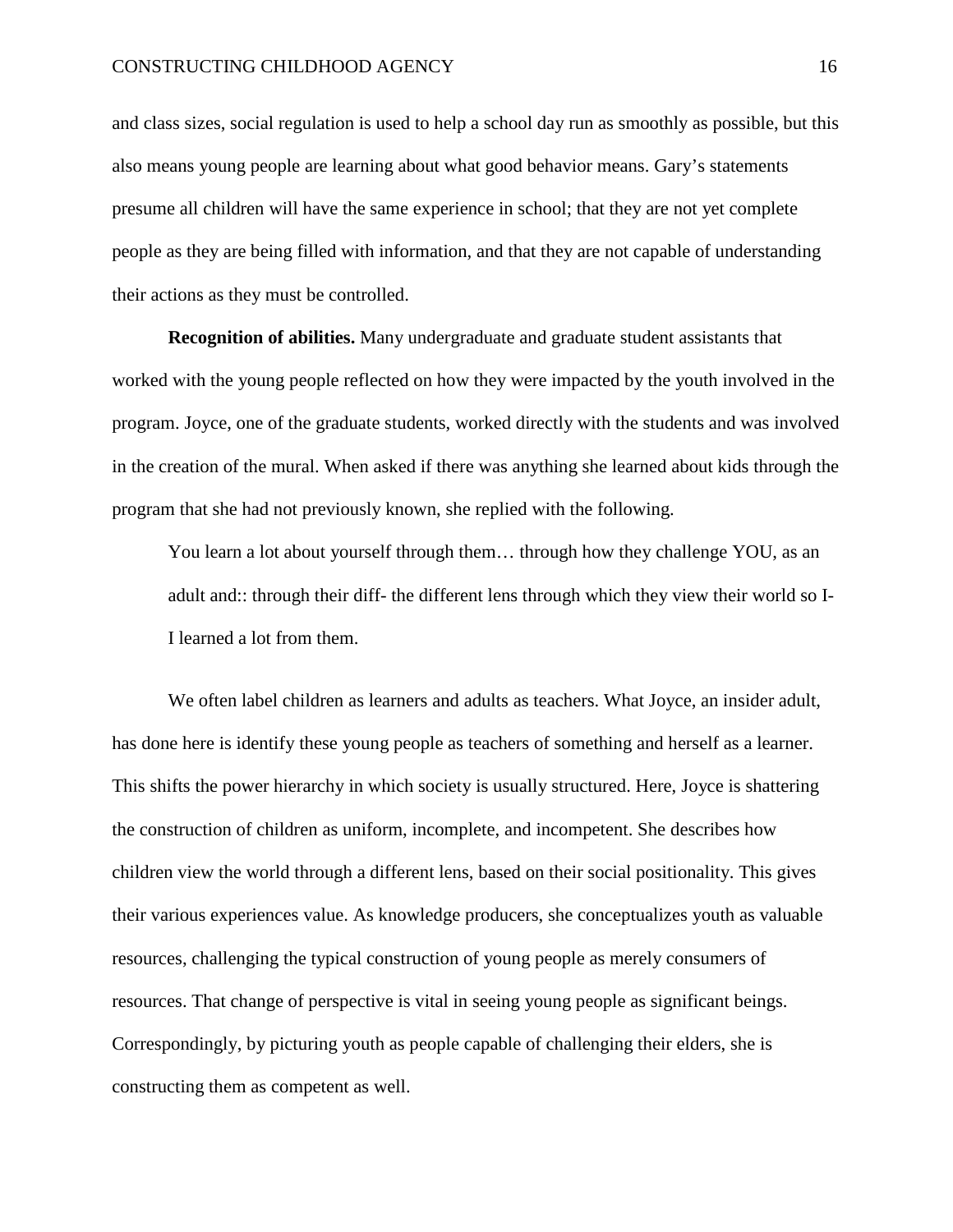and class sizes, social regulation is used to help a school day run as smoothly as possible, but this also means young people are learning about what good behavior means. Gary's statements presume all children will have the same experience in school; that they are not yet complete people as they are being filled with information, and that they are not capable of understanding their actions as they must be controlled.

**Recognition of abilities.** Many undergraduate and graduate student assistants that worked with the young people reflected on how they were impacted by the youth involved in the program. Joyce, one of the graduate students, worked directly with the students and was involved in the creation of the mural. When asked if there was anything she learned about kids through the program that she had not previously known, she replied with the following.

> You learn a lot about yourself through them… through how they challenge YOU, as an adult and:: through their diff- the different lens through which they view their world so I- I learned a lot from them.

We often label children as learners and adults as teachers. What Joyce, an insider adult, has done here is identify these young people as teachers of something and herself as a learner. This shifts the power hierarchy in which society is usually structured. Here, Joyce is shattering the construction of children as uniform, incomplete, and incompetent. She describes how children view the world through a different lens, based on their social positionality. This gives their various experiences value. As knowledge producers, she conceptualizes youth as valuable resources, challenging the typical construction of young people as merely consumers of resources. That change of perspective is vital in seeing young people as significant beings. Correspondingly, by picturing youth as people capable of challenging their elders, she is constructing them as competent as well.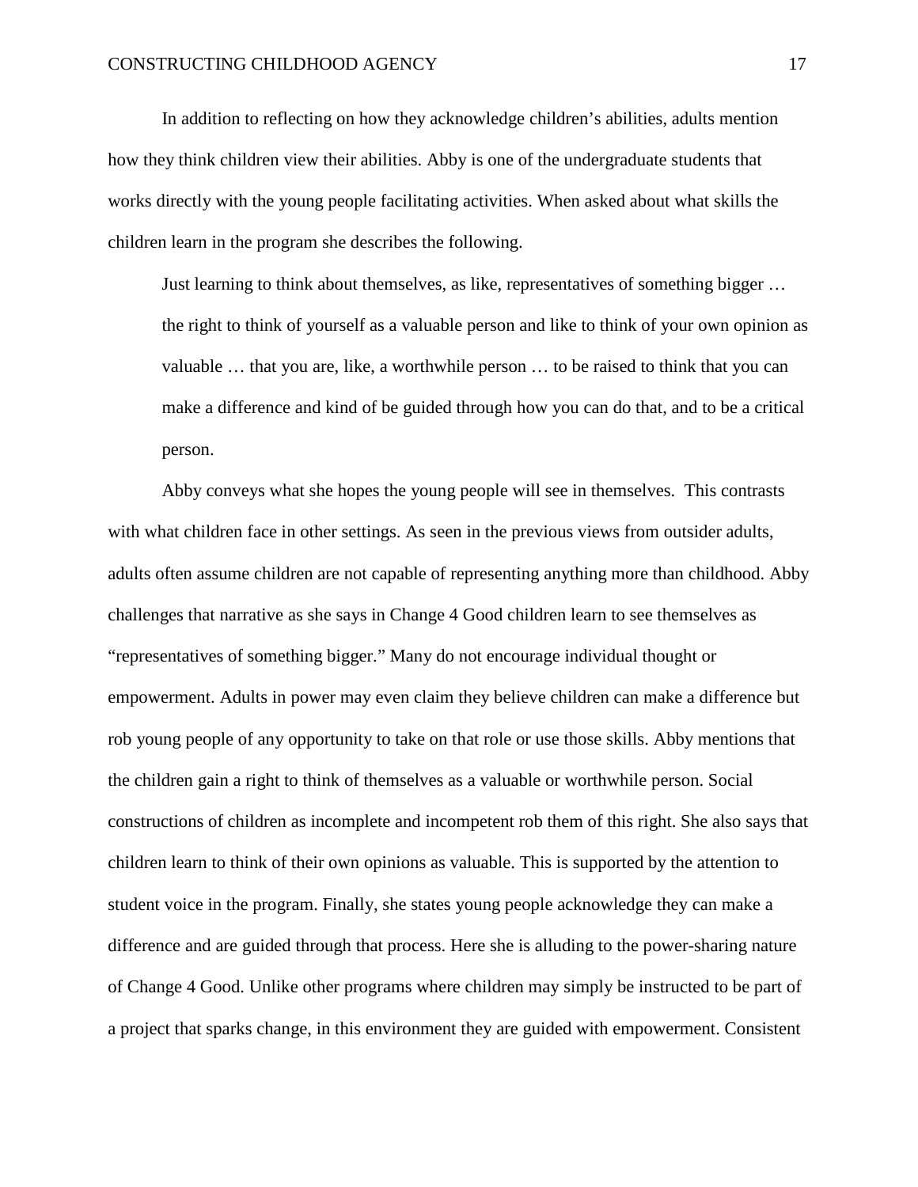In addition to reflecting on how they acknowledge children's abilities, adults mention how they think children view their abilities. Abby is one of the undergraduate students that works directly with the young people facilitating activities. When asked about what skills the children learn in the program she describes the following.

> Just learning to think about themselves, as like, representatives of something bigger … the right to think of yourself as a valuable person and like to think of your own opinion as valuable … that you are, like, a worthwhile person … to be raised to think that you can make a difference and kind of be guided through how you can do that, and to be a critical person.

Abby conveys what she hopes the young people will see in themselves. This contrasts with what children face in other settings. As seen in the previous views from outsider adults, adults often assume children are not capable of representing anything more than childhood. Abby challenges that narrative as she says in Change 4 Good children learn to see themselves as "representatives of something bigger." Many do not encourage individual thought or empowerment. Adults in power may even claim they believe children can make a difference but rob young people of any opportunity to take on that role or use those skills. Abby mentions that the children gain a right to think of themselves as a valuable or worthwhile person. Social constructions of children as incomplete and incompetent rob them of this right. She also says that children learn to think of their own opinions as valuable. This is supported by the attention to student voice in the program. Finally, she states young people acknowledge they can make a difference and are guided through that process. Here she is alluding to the power-sharing nature of Change 4 Good. Unlike other programs where children may simply be instructed to be part of a project that sparks change, in this environment they are guided with empowerment. Consistent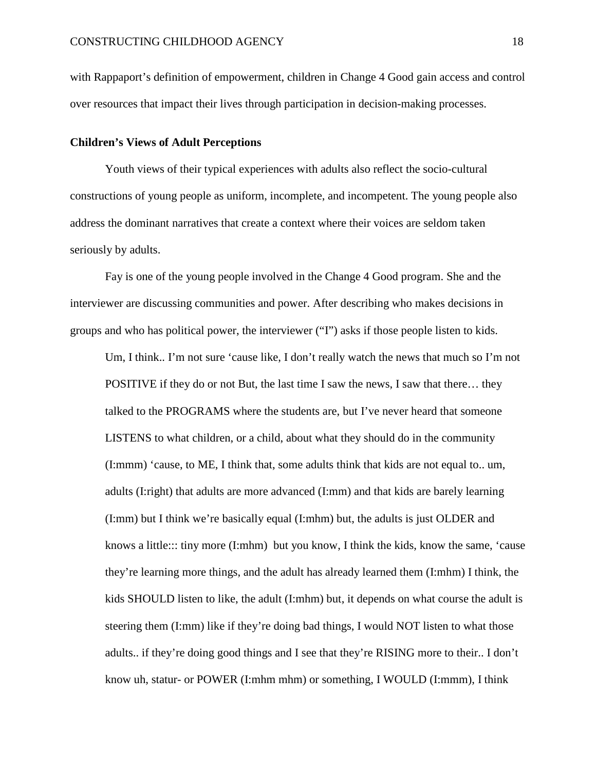with Rappaport's definition of empowerment, children in Change 4 Good gain access and control over resources that impact their lives through participation in decision-making processes.

**Children's Views of Adult Perceptions**

Youth views of their typical experiences with adults also reflect the socio-cultural constructions of young people as uniform, incomplete, and incompetent. The young people also address the dominant narratives that create a context where their voices are seldom taken seriously by adults.

Fay is one of the young people involved in the Change 4 Good program. She and the interviewer are discussing communities and power. After describing who makes decisions in groups and who has political power, the interviewer ("I") asks if those people listen to kids.

> Um, I think.. I'm not sure 'cause like, I don't really watch the news that much so I'm not POSITIVE if they do or not But, the last time I saw the news, I saw that there… they talked to the PROGRAMS where the students are, but I've never heard that someone LISTENS to what children, or a child, about what they should do in the community (I:mmm) 'cause, to ME, I think that, some adults think that kids are not equal to.. um, adults (I:right) that adults are more advanced (I:mm) and that kids are barely learning (I:mm) but I think we're basically equal (I:mhm) but, the adults is just OLDER and knows a little::: tiny more (I:mhm) but you know, I think the kids, know the same, 'cause they're learning more things, and the adult has already learned them (I:mhm) I think, the kids SHOULD listen to like, the adult (I:mhm) but, it depends on what course the adult is steering them (I:mm) like if they're doing bad things, I would NOT listen to what those adults.. if they're doing good things and I see that they're RISING more to their.. I don't know uh, statur- or POWER (I:mhm mhm) or something, I WOULD (I:mmm), I think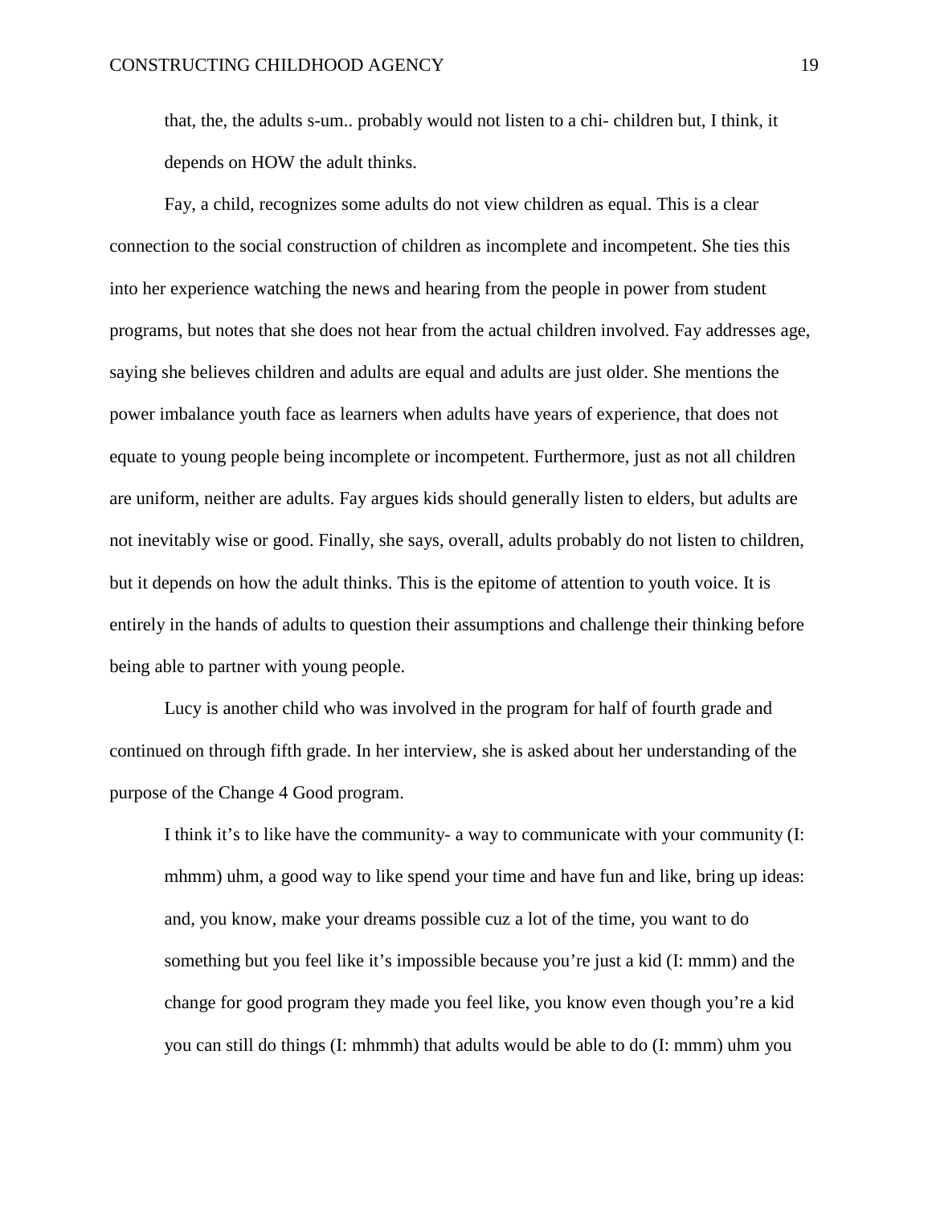> that, the, the adults s-um.. probably would not listen to a chi- children but, I think, it depends on HOW the adult thinks.

Fay, a child, recognizes some adults do not view children as equal. This is a clear connection to the social construction of children as incomplete and incompetent. She ties this into her experience watching the news and hearing from the people in power from student programs, but notes that she does not hear from the actual children involved. Fay addresses age, saying she believes children and adults are equal and adults are just older. She mentions the power imbalance youth face as learners when adults have years of experience, that does not equate to young people being incomplete or incompetent. Furthermore, just as not all children are uniform, neither are adults. Fay argues kids should generally listen to elders, but adults are not inevitably wise or good. Finally, she says, overall, adults probably do not listen to children, but it depends on how the adult thinks. This is the epitome of attention to youth voice. It is entirely in the hands of adults to question their assumptions and challenge their thinking before being able to partner with young people.

Lucy is another child who was involved in the program for half of fourth grade and continued on through fifth grade. In her interview, she is asked about her understanding of the purpose of the Change 4 Good program.

> I think it's to like have the community- a way to communicate with your community (I: mhmm) uhm, a good way to like spend your time and have fun and like, bring up ideas: and, you know, make your dreams possible cuz a lot of the time, you want to do something but you feel like it's impossible because you're just a kid (I: mmm) and the change for good program they made you feel like, you know even though you're a kid you can still do things (I: mhmmh) that adults would be able to do (I: mmm) uhm you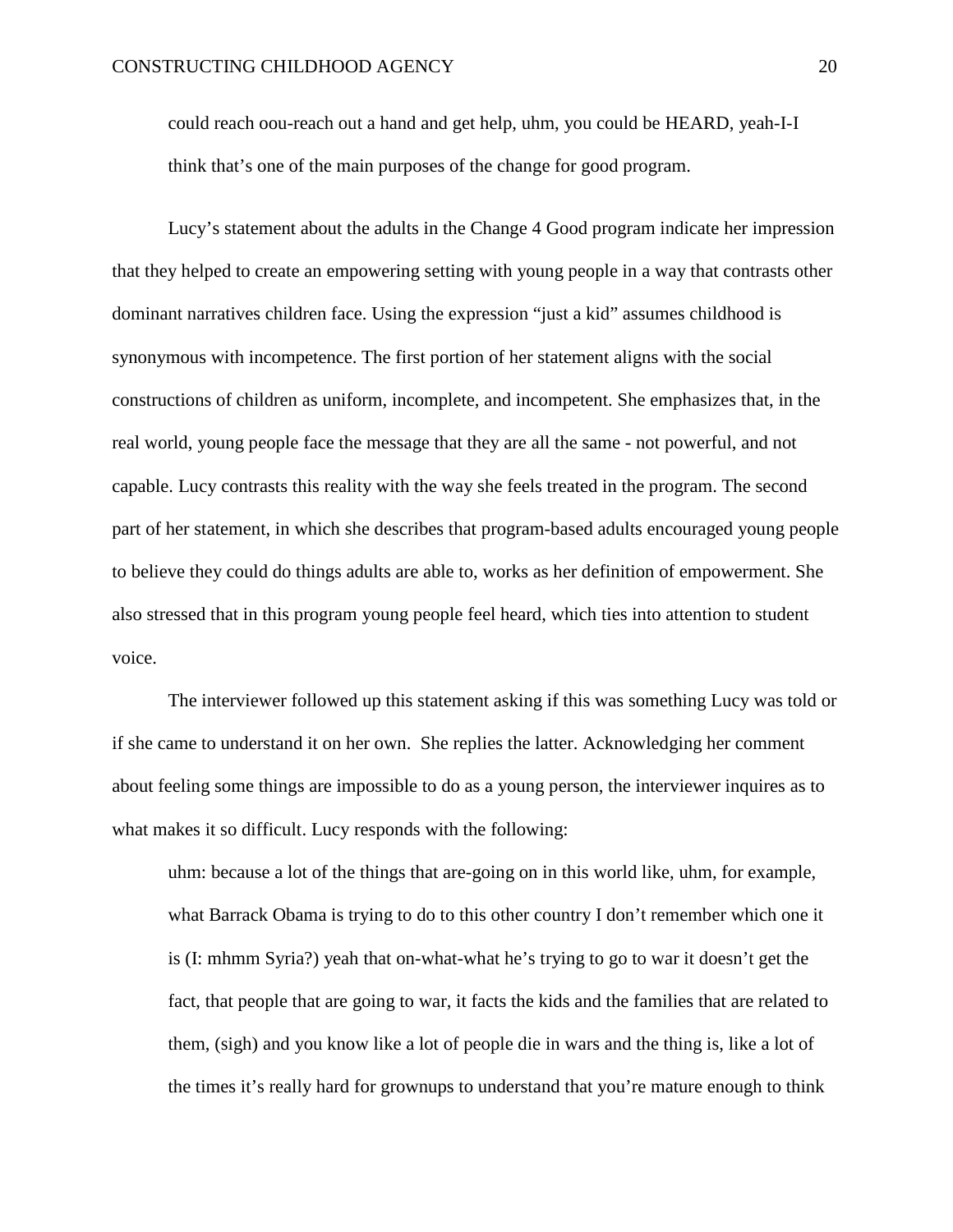> could reach oou-reach out a hand and get help, uhm, you could be HEARD, yeah-I-I think that's one of the main purposes of the change for good program.

Lucy's statement about the adults in the Change 4 Good program indicate her impression that they helped to create an empowering setting with young people in a way that contrasts other dominant narratives children face. Using the expression "just a kid" assumes childhood is synonymous with incompetence. The first portion of her statement aligns with the social constructions of children as uniform, incomplete, and incompetent. She emphasizes that, in the real world, young people face the message that they are all the same - not powerful, and not capable. Lucy contrasts this reality with the way she feels treated in the program. The second part of her statement, in which she describes that program-based adults encouraged young people to believe they could do things adults are able to, works as her definition of empowerment. She also stressed that in this program young people feel heard, which ties into attention to student voice.

The interviewer followed up this statement asking if this was something Lucy was told or if she came to understand it on her own. She replies the latter. Acknowledging her comment about feeling some things are impossible to do as a young person, the interviewer inquires as to what makes it so difficult. Lucy responds with the following:

> uhm: because a lot of the things that are-going on in this world like, uhm, for example, what Barrack Obama is trying to do to this other country I don't remember which one it is (I: mhmm Syria?) yeah that on-what-what he's trying to go to war it doesn't get the fact, that people that are going to war, it facts the kids and the families that are related to them, (sigh) and you know like a lot of people die in wars and the thing is, like a lot of the times it's really hard for grownups to understand that you're mature enough to think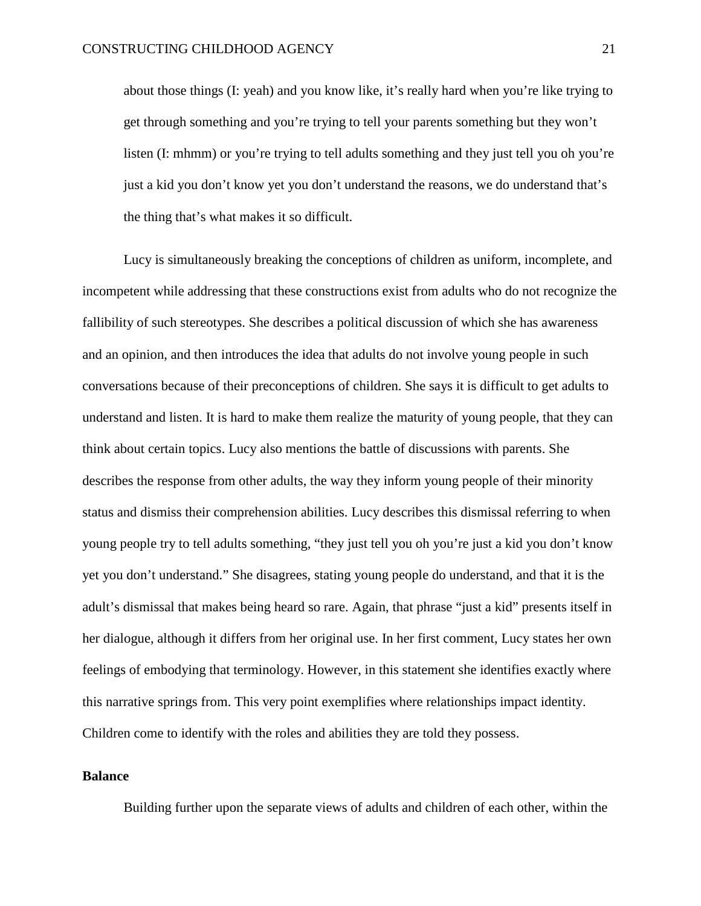> about those things (I: yeah) and you know like, it's really hard when you're like trying to get through something and you're trying to tell your parents something but they won't listen (I: mhmm) or you're trying to tell adults something and they just tell you oh you're just a kid you don't know yet you don't understand the reasons, we do understand that's the thing that's what makes it so difficult.

Lucy is simultaneously breaking the conceptions of children as uniform, incomplete, and incompetent while addressing that these constructions exist from adults who do not recognize the fallibility of such stereotypes. She describes a political discussion of which she has awareness and an opinion, and then introduces the idea that adults do not involve young people in such conversations because of their preconceptions of children. She says it is difficult to get adults to understand and listen. It is hard to make them realize the maturity of young people, that they can think about certain topics. Lucy also mentions the battle of discussions with parents. She describes the response from other adults, the way they inform young people of their minority status and dismiss their comprehension abilities. Lucy describes this dismissal referring to when young people try to tell adults something, "they just tell you oh you're just a kid you don't know yet you don't understand." She disagrees, stating young people do understand, and that it is the adult's dismissal that makes being heard so rare. Again, that phrase "just a kid" presents itself in her dialogue, although it differs from her original use. In her first comment, Lucy states her own feelings of embodying that terminology. However, in this statement she identifies exactly where this narrative springs from. This very point exemplifies where relationships impact identity. Children come to identify with the roles and abilities they are told they possess.

**Balance**

Building further upon the separate views of adults and children of each other, within the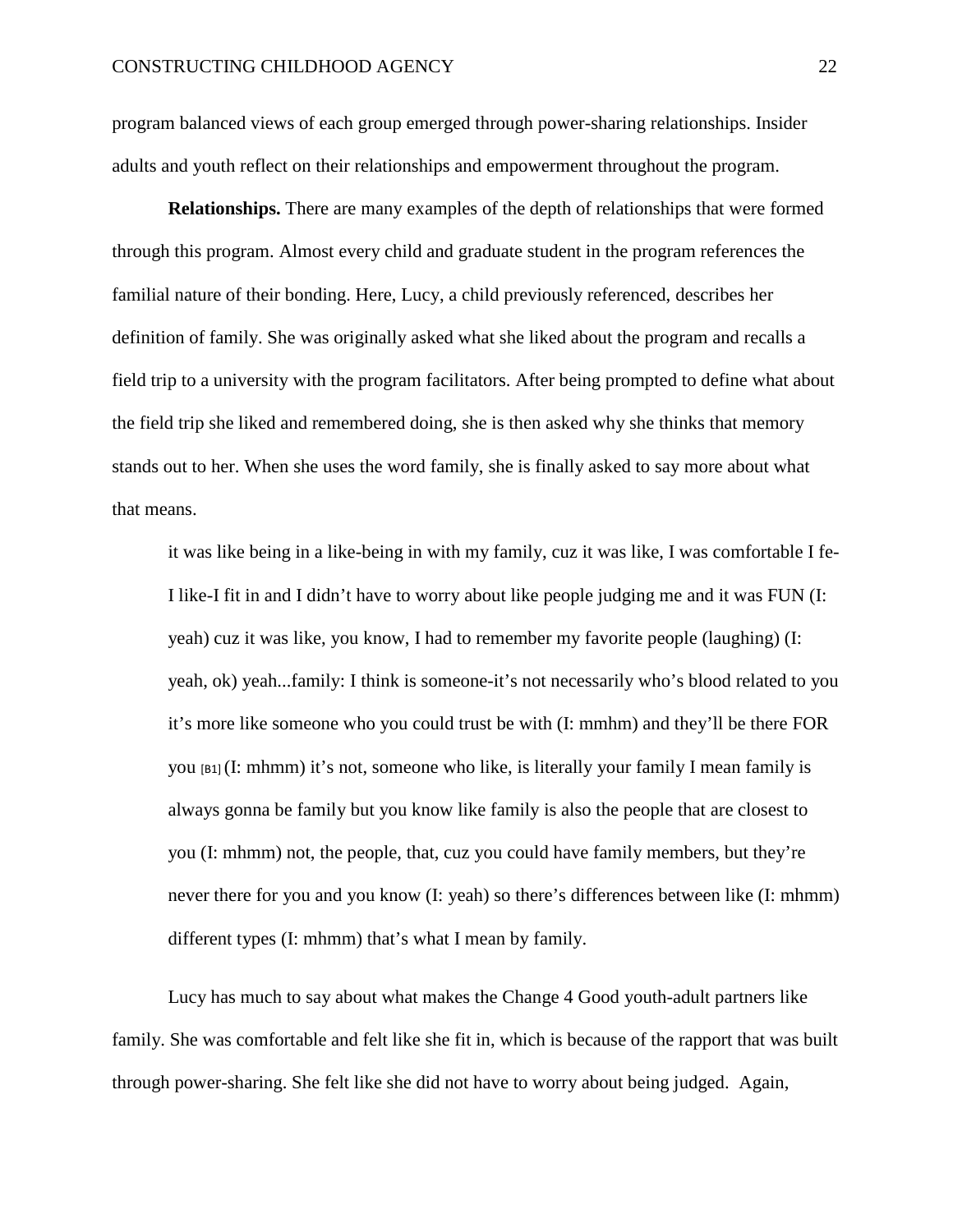program balanced views of each group emerged through power-sharing relationships. Insider adults and youth reflect on their relationships and empowerment throughout the program.

**Relationships.** There are many examples of the depth of relationships that were formed through this program. Almost every child and graduate student in the program references the familial nature of their bonding. Here, Lucy, a child previously referenced, describes her definition of family. She was originally asked what she liked about the program and recalls a field trip to a university with the program facilitators. After being prompted to define what about the field trip she liked and remembered doing, she is then asked why she thinks that memory stands out to her. When she uses the word family, she is finally asked to say more about what that means.

> it was like being in a like-being in with my family, cuz it was like, I was comfortable I fe- I like-I fit in and I didn't have to worry about like people judging me and it was FUN (I: yeah) cuz it was like, you know, I had to remember my favorite people (laughing) (I: yeah, ok) yeah...family: I think is someone-it's not necessarily who's blood related to you it's more like someone who you could trust be with (I: mmhm) and they'll be there FOR you [B1] (I: mhmm) it's not, someone who like, is literally your family I mean family is always gonna be family but you know like family is also the people that are closest to you (I: mhmm) not, the people, that, cuz you could have family members, but they're never there for you and you know (I: yeah) so there's differences between like (I: mhmm) different types (I: mhmm) that's what I mean by family.

Lucy has much to say about what makes the Change 4 Good youth-adult partners like family. She was comfortable and felt like she fit in, which is because of the rapport that was built through power-sharing. She felt like she did not have to worry about being judged. Again,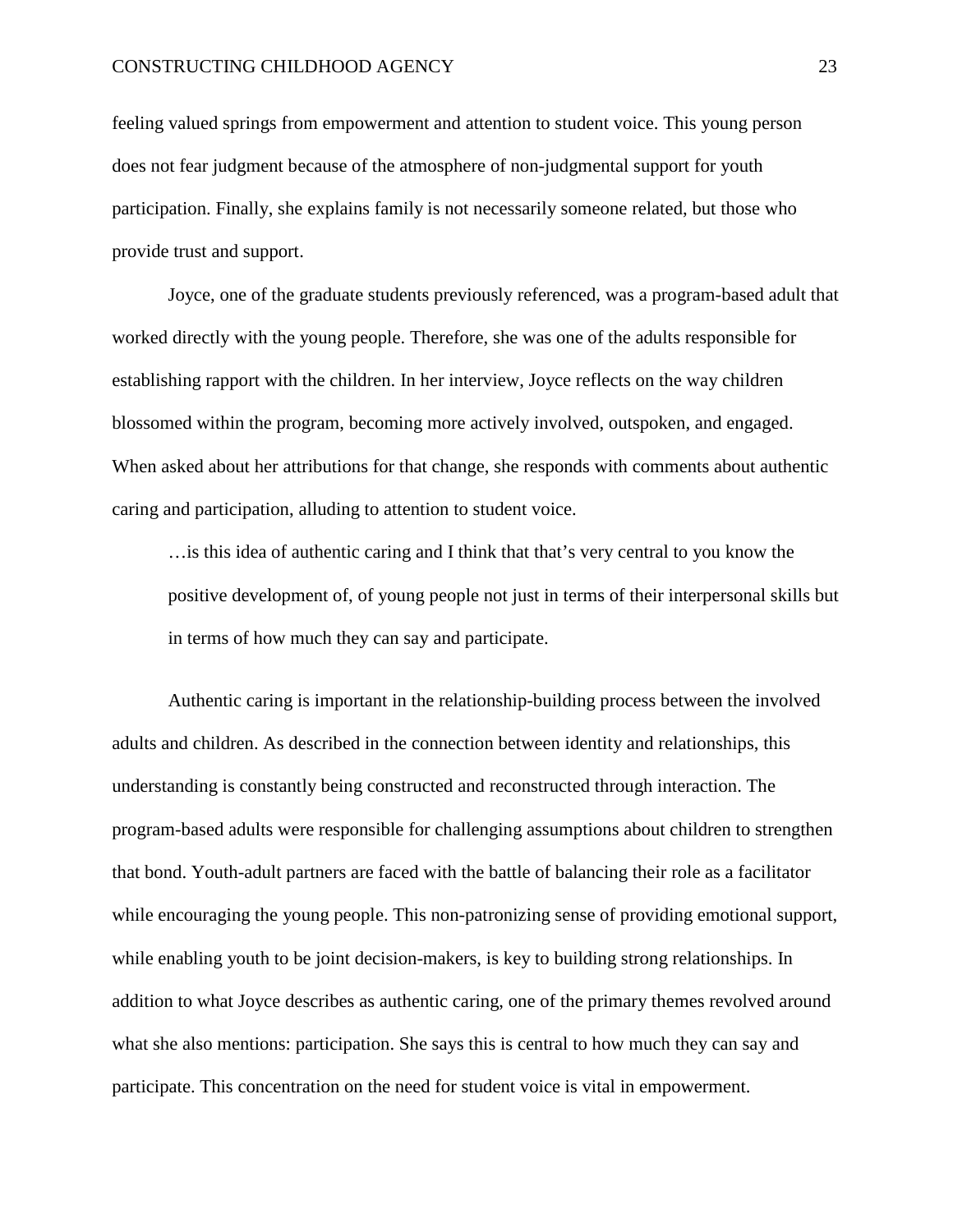feeling valued springs from empowerment and attention to student voice. This young person does not fear judgment because of the atmosphere of non-judgmental support for youth participation. Finally, she explains family is not necessarily someone related, but those who provide trust and support.

Joyce, one of the graduate students previously referenced, was a program-based adult that worked directly with the young people. Therefore, she was one of the adults responsible for establishing rapport with the children. In her interview, Joyce reflects on the way children blossomed within the program, becoming more actively involved, outspoken, and engaged. When asked about her attributions for that change, she responds with comments about authentic caring and participation, alluding to attention to student voice.

> …is this idea of authentic caring and I think that that's very central to you know the positive development of, of young people not just in terms of their interpersonal skills but in terms of how much they can say and participate.

Authentic caring is important in the relationship-building process between the involved adults and children. As described in the connection between identity and relationships, this understanding is constantly being constructed and reconstructed through interaction. The program-based adults were responsible for challenging assumptions about children to strengthen that bond. Youth-adult partners are faced with the battle of balancing their role as a facilitator while encouraging the young people. This non-patronizing sense of providing emotional support, while enabling youth to be joint decision-makers, is key to building strong relationships. In addition to what Joyce describes as authentic caring, one of the primary themes revolved around what she also mentions: participation. She says this is central to how much they can say and participate. This concentration on the need for student voice is vital in empowerment.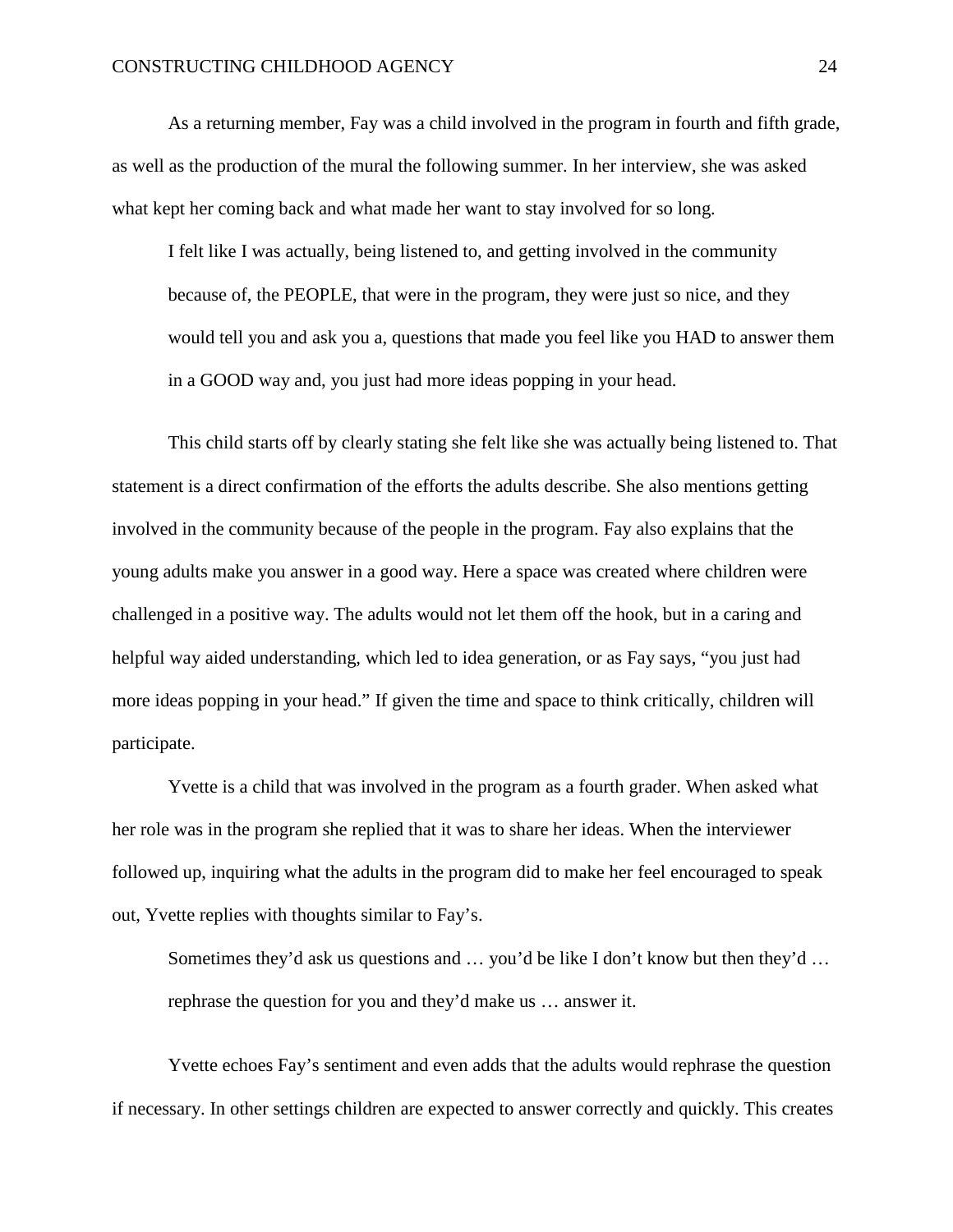As a returning member, Fay was a child involved in the program in fourth and fifth grade, as well as the production of the mural the following summer. In her interview, she was asked what kept her coming back and what made her want to stay involved for so long.

> I felt like I was actually, being listened to, and getting involved in the community because of, the PEOPLE, that were in the program, they were just so nice, and they would tell you and ask you a, questions that made you feel like you HAD to answer them in a GOOD way and, you just had more ideas popping in your head.

This child starts off by clearly stating she felt like she was actually being listened to. That statement is a direct confirmation of the efforts the adults describe. She also mentions getting involved in the community because of the people in the program. Fay also explains that the young adults make you answer in a good way. Here a space was created where children were challenged in a positive way. The adults would not let them off the hook, but in a caring and helpful way aided understanding, which led to idea generation, or as Fay says, "you just had more ideas popping in your head." If given the time and space to think critically, children will participate.

Yvette is a child that was involved in the program as a fourth grader. When asked what her role was in the program she replied that it was to share her ideas. When the interviewer followed up, inquiring what the adults in the program did to make her feel encouraged to speak out, Yvette replies with thoughts similar to Fay's.

> Sometimes they'd ask us questions and … you'd be like I don't know but then they'd … rephrase the question for you and they'd make us … answer it.

Yvette echoes Fay's sentiment and even adds that the adults would rephrase the question if necessary. In other settings children are expected to answer correctly and quickly. This creates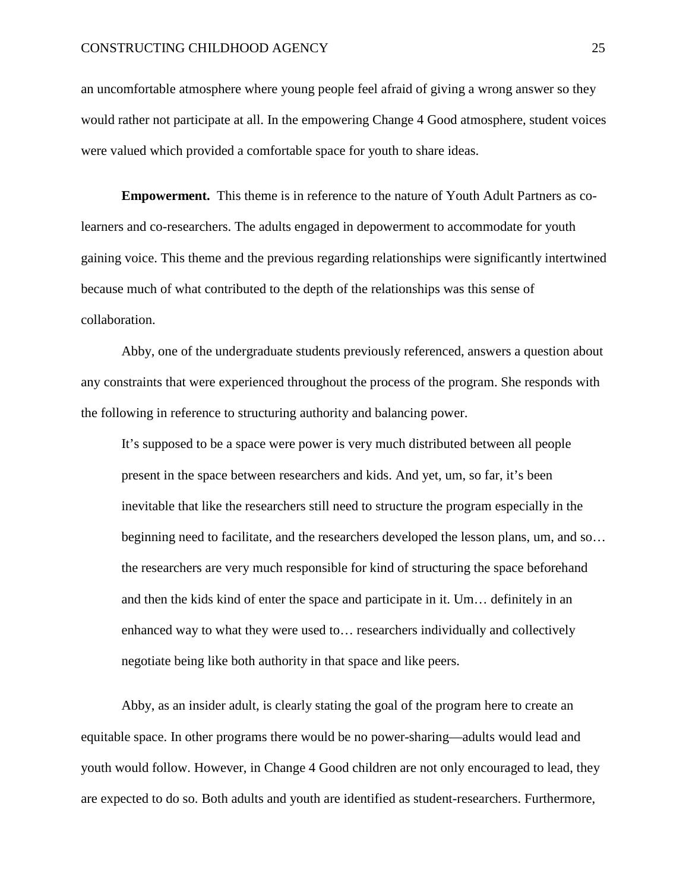an uncomfortable atmosphere where young people feel afraid of giving a wrong answer so they would rather not participate at all. In the empowering Change 4 Good atmosphere, student voices were valued which provided a comfortable space for youth to share ideas.

**Empowerment.** This theme is in reference to the nature of Youth Adult Partners as co-learners and co-researchers. The adults engaged in depowerment to accommodate for youth gaining voice. This theme and the previous regarding relationships were significantly intertwined because much of what contributed to the depth of the relationships was this sense of collaboration.

Abby, one of the undergraduate students previously referenced, answers a question about any constraints that were experienced throughout the process of the program. She responds with the following in reference to structuring authority and balancing power.

> It's supposed to be a space were power is very much distributed between all people present in the space between researchers and kids. And yet, um, so far, it's been inevitable that like the researchers still need to structure the program especially in the beginning need to facilitate, and the researchers developed the lesson plans, um, and so… the researchers are very much responsible for kind of structuring the space beforehand and then the kids kind of enter the space and participate in it. Um… definitely in an enhanced way to what they were used to… researchers individually and collectively negotiate being like both authority in that space and like peers.

Abby, as an insider adult, is clearly stating the goal of the program here to create an equitable space. In other programs there would be no power-sharing—adults would lead and youth would follow. However, in Change 4 Good children are not only encouraged to lead, they are expected to do so. Both adults and youth are identified as student-researchers. Furthermore,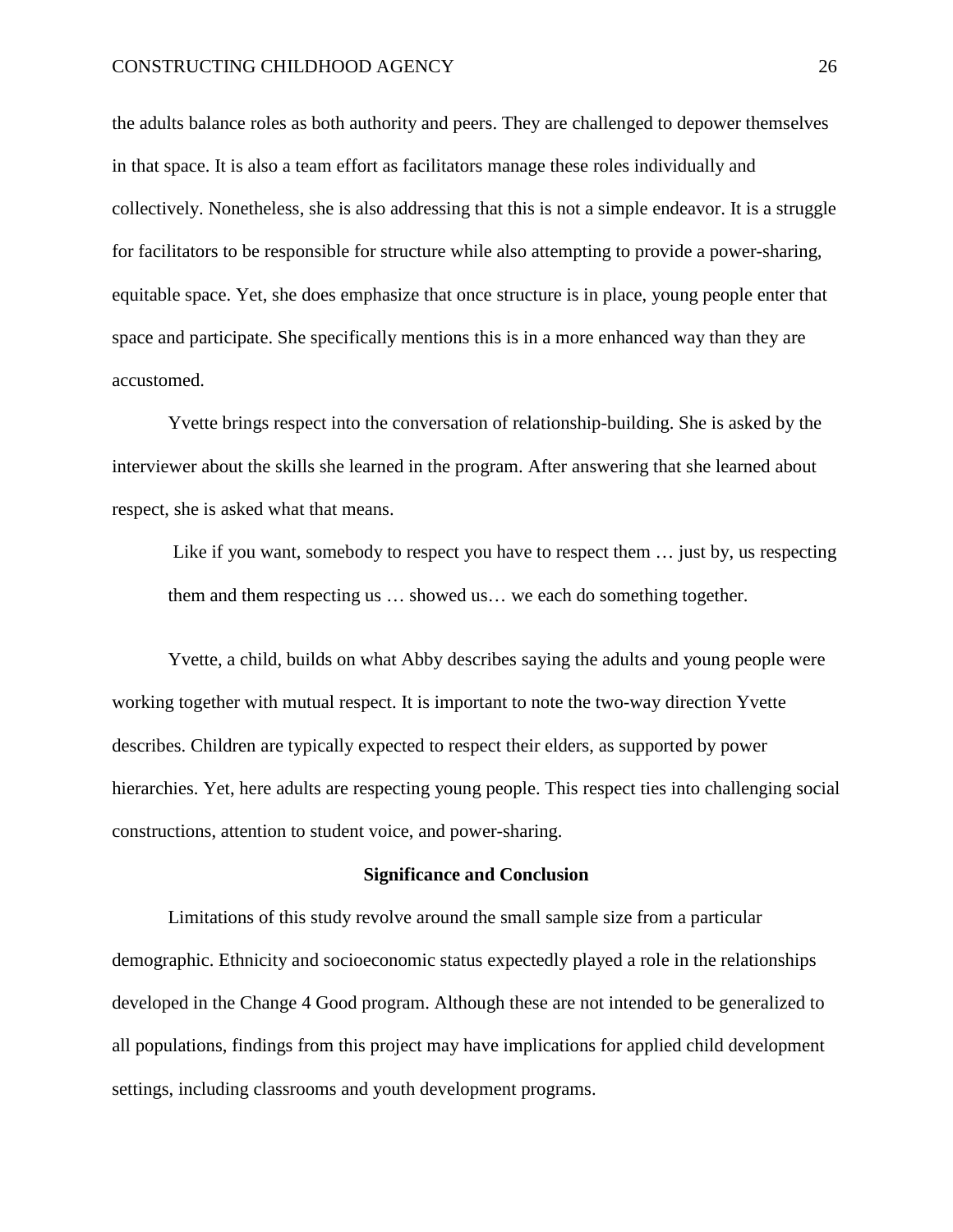the adults balance roles as both authority and peers. They are challenged to depower themselves in that space. It is also a team effort as facilitators manage these roles individually and collectively. Nonetheless, she is also addressing that this is not a simple endeavor. It is a struggle for facilitators to be responsible for structure while also attempting to provide a power-sharing, equitable space. Yet, she does emphasize that once structure is in place, young people enter that space and participate. She specifically mentions this is in a more enhanced way than they are accustomed.

Yvette brings respect into the conversation of relationship-building. She is asked by the interviewer about the skills she learned in the program. After answering that she learned about respect, she is asked what that means.

> Like if you want, somebody to respect you have to respect them … just by, us respecting them and them respecting us … showed us… we each do something together.

Yvette, a child, builds on what Abby describes saying the adults and young people were working together with mutual respect. It is important to note the two-way direction Yvette describes. Children are typically expected to respect their elders, as supported by power hierarchies. Yet, here adults are respecting young people. This respect ties into challenging social constructions, attention to student voice, and power-sharing.

## Significance and Conclusion

Limitations of this study revolve around the small sample size from a particular demographic. Ethnicity and socioeconomic status expectedly played a role in the relationships developed in the Change 4 Good program. Although these are not intended to be generalized to all populations, findings from this project may have implications for applied child development settings, including classrooms and youth development programs.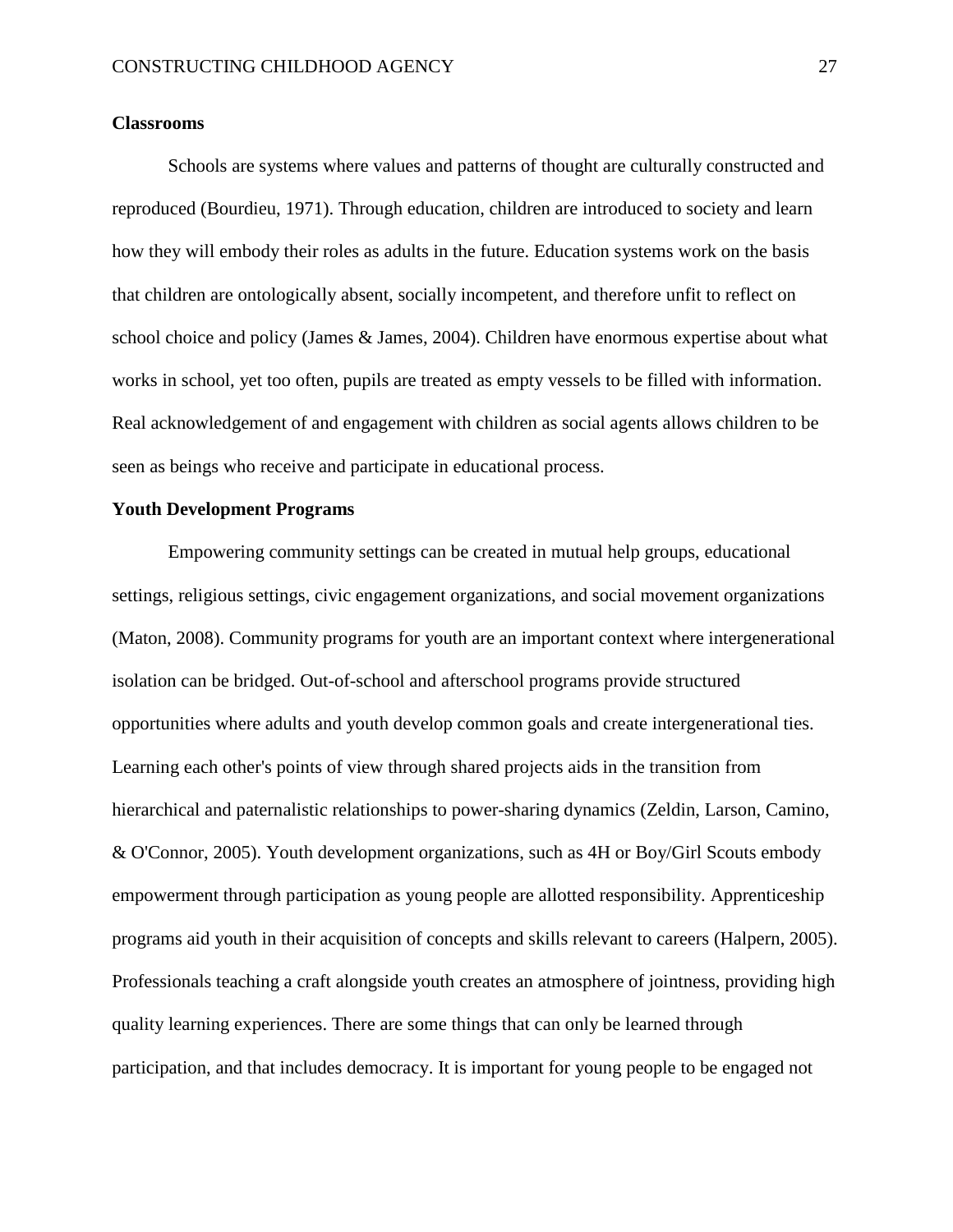**Classrooms**

Schools are systems where values and patterns of thought are culturally constructed and reproduced (Bourdieu, 1971). Through education, children are introduced to society and learn how they will embody their roles as adults in the future. Education systems work on the basis that children are ontologically absent, socially incompetent, and therefore unfit to reflect on school choice and policy (James & James, 2004). Children have enormous expertise about what works in school, yet too often, pupils are treated as empty vessels to be filled with information. Real acknowledgement of and engagement with children as social agents allows children to be seen as beings who receive and participate in educational process.

**Youth Development Programs**

Empowering community settings can be created in mutual help groups, educational settings, religious settings, civic engagement organizations, and social movement organizations (Maton, 2008). Community programs for youth are an important context where intergenerational isolation can be bridged. Out-of-school and afterschool programs provide structured opportunities where adults and youth develop common goals and create intergenerational ties. Learning each other's points of view through shared projects aids in the transition from hierarchical and paternalistic relationships to power-sharing dynamics (Zeldin, Larson, Camino, & O'Connor, 2005). Youth development organizations, such as 4H or Boy/Girl Scouts embody empowerment through participation as young people are allotted responsibility. Apprenticeship programs aid youth in their acquisition of concepts and skills relevant to careers (Halpern, 2005). Professionals teaching a craft alongside youth creates an atmosphere of jointness, providing high quality learning experiences. There are some things that can only be learned through participation, and that includes democracy. It is important for young people to be engaged not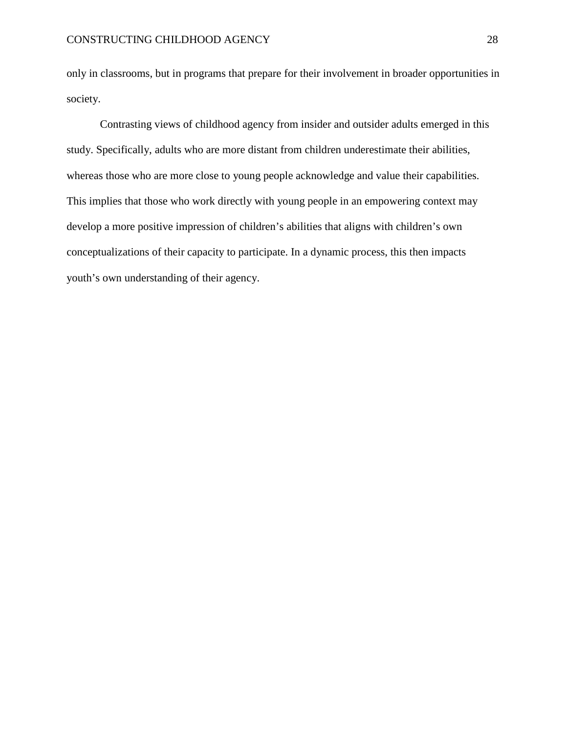only in classrooms, but in programs that prepare for their involvement in broader opportunities in society.

Contrasting views of childhood agency from insider and outsider adults emerged in this study. Specifically, adults who are more distant from children underestimate their abilities, whereas those who are more close to young people acknowledge and value their capabilities. This implies that those who work directly with young people in an empowering context may develop a more positive impression of children's abilities that aligns with children's own conceptualizations of their capacity to participate. In a dynamic process, this then impacts youth's own understanding of their agency.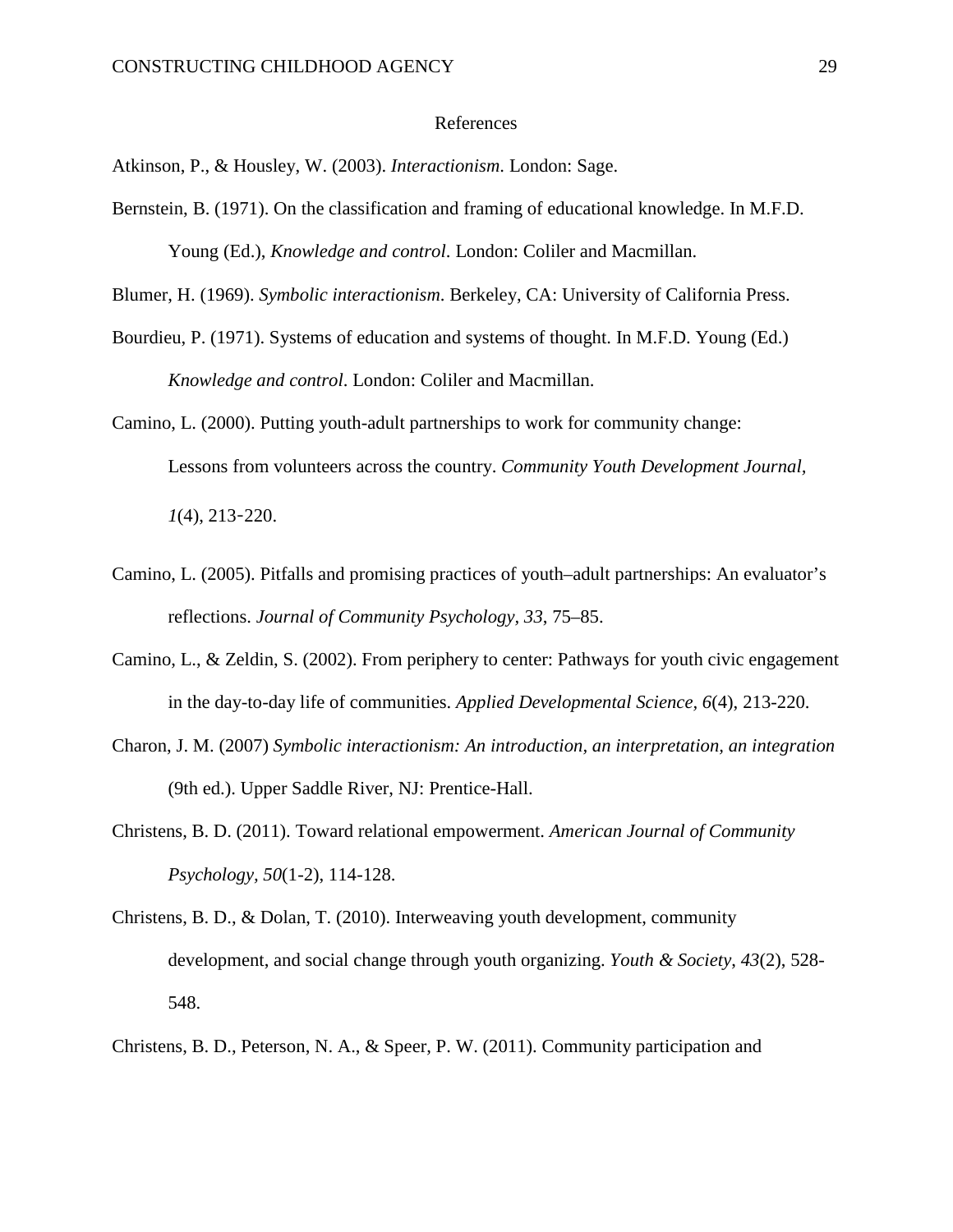References

Atkinson, P., & Housley, W. (2003). *Interactionism*. London: Sage.

Bernstein, B. (1971). On the classification and framing of educational knowledge. In M.F.D. Young (Ed.), *Knowledge and control*. London: Coliler and Macmillan.

Blumer, H. (1969). *Symbolic interactionism*. Berkeley, CA: University of California Press.

Bourdieu, P. (1971). Systems of education and systems of thought. In M.F.D. Young (Ed.) *Knowledge and control*. London: Coliler and Macmillan.

Camino, L. (2000). Putting youth-adult partnerships to work for community change: Lessons from volunteers across the country. *Community Youth Development Journal*, *1*(4), 213‐220.

Camino, L. (2005). Pitfalls and promising practices of youth–adult partnerships: An evaluator's reflections. *Journal of Community Psychology, 33*, 75–85.

Camino, L., & Zeldin, S. (2002). From periphery to center: Pathways for youth civic engagement in the day-to-day life of communities. *Applied Developmental Science, 6*(4), 213-220.

Charon, J. M. (2007) *Symbolic interactionism: An introduction, an interpretation, an integration* (9th ed.). Upper Saddle River, NJ: Prentice-Hall.

Christens, B. D. (2011). Toward relational empowerment. *American Journal of Community Psychology, 50*(1-2), 114-128.

Christens, B. D., & Dolan, T. (2010). Interweaving youth development, community development, and social change through youth organizing. *Youth & Society*, *43*(2), 528-548.

Christens, B. D., Peterson, N. A., & Speer, P. W. (2011). Community participation and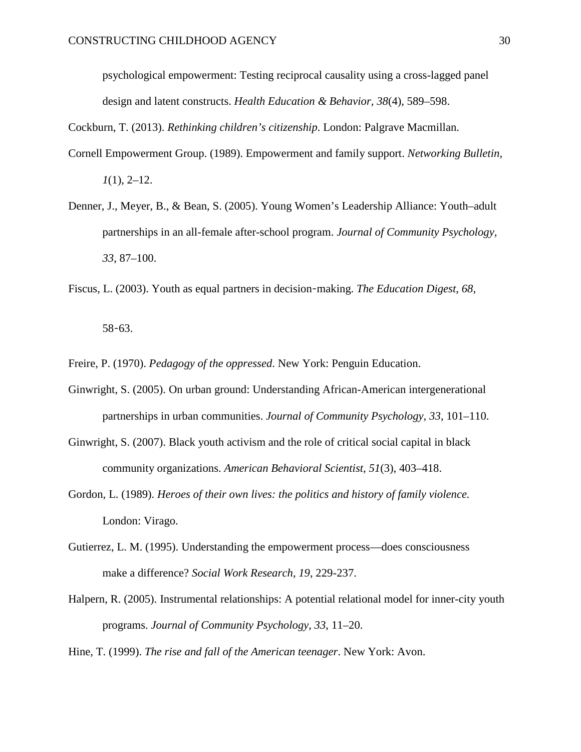psychological empowerment: Testing reciprocal causality using a cross-lagged panel design and latent constructs. *Health Education & Behavior, 38*(4), 589–598.

Cockburn, T. (2013). *Rethinking children's citizenship*. London: Palgrave Macmillan.

Cornell Empowerment Group. (1989). Empowerment and family support. *Networking Bulletin*, *1*(1), 2–12.

Denner, J., Meyer, B., & Bean, S. (2005). Young Women's Leadership Alliance: Youth–adult partnerships in an all-female after-school program. *Journal of Community Psychology, 33*, 87–100.

Fiscus, L. (2003). Youth as equal partners in decision‑making. *The Education Digest*, *68*, 58‑63.

Freire, P. (1970). *Pedagogy of the oppressed*. New York: Penguin Education.

Ginwright, S. (2005). On urban ground: Understanding African-American intergenerational partnerships in urban communities. *Journal of Community Psychology*, *33*, 101–110.

Ginwright, S. (2007). Black youth activism and the role of critical social capital in black community organizations. *American Behavioral Scientist, 51*(3), 403–418.

Gordon, L. (1989). *Heroes of their own lives: the politics and history of family violence.* London: Virago.

Gutierrez, L. M. (1995). Understanding the empowerment process—does consciousness make a difference? *Social Work Research*, *19*, 229-237.

Halpern, R. (2005). Instrumental relationships: A potential relational model for inner-city youth programs. *Journal of Community Psychology, 33*, 11–20.

Hine, T. (1999). *The rise and fall of the American teenager*. New York: Avon.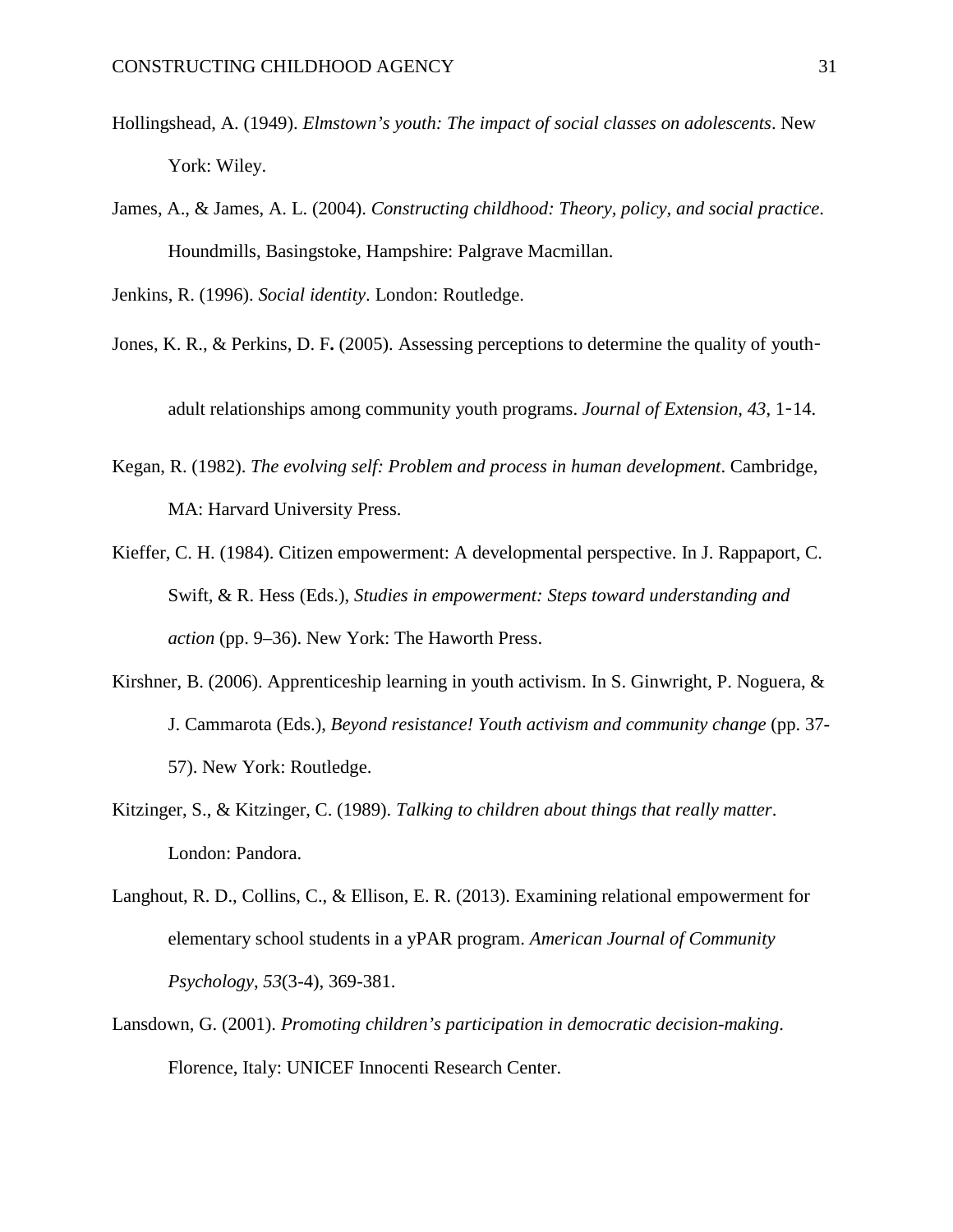Hollingshead, A. (1949). *Elmstown's youth: The impact of social classes on adolescents*. New York: Wiley.

James, A., & James, A. L. (2004). *Constructing childhood: Theory, policy, and social practice*. Houndmills, Basingstoke, Hampshire: Palgrave Macmillan.

Jenkins, R. (1996). *Social identity*. London: Routledge.

Jones, K. R., & Perkins, D. F**.** (2005). Assessing perceptions to determine the quality of youth-adult relationships among community youth programs. *Journal of Extension, 43*, 1-14.

Kegan, R. (1982). *The evolving self: Problem and process in human development*. Cambridge, MA: Harvard University Press.

Kieffer, C. H. (1984). Citizen empowerment: A developmental perspective. In J. Rappaport, C. Swift, & R. Hess (Eds.), *Studies in empowerment: Steps toward understanding and action* (pp. 9–36). New York: The Haworth Press.

Kirshner, B. (2006). Apprenticeship learning in youth activism. In S. Ginwright, P. Noguera, & J. Cammarota (Eds.), *Beyond resistance! Youth activism and community change* (pp. 37-57). New York: Routledge.

Kitzinger, S., & Kitzinger, C. (1989). *Talking to children about things that really matter*. London: Pandora.

Langhout, R. D., Collins, C., & Ellison, E. R. (2013). Examining relational empowerment for elementary school students in a yPAR program. *American Journal of Community Psychology*, *53*(3-4), 369-381.

Lansdown, G. (2001). *Promoting children's participation in democratic decision-making*. Florence, Italy: UNICEF Innocenti Research Center.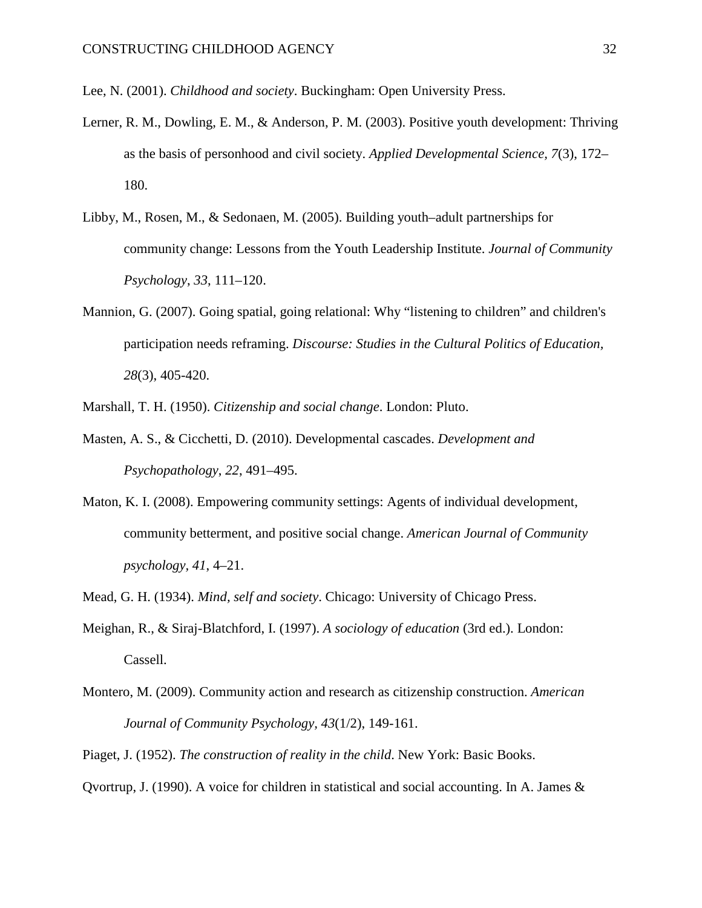Lee, N. (2001). *Childhood and society*. Buckingham: Open University Press.

Lerner, R. M., Dowling, E. M., & Anderson, P. M. (2003). Positive youth development: Thriving as the basis of personhood and civil society. *Applied Developmental Science, 7*(3), 172–180.

Libby, M., Rosen, M., & Sedonaen, M. (2005). Building youth–adult partnerships for community change: Lessons from the Youth Leadership Institute. *Journal of Community Psychology*, *33*, 111–120.

Mannion, G. (2007). Going spatial, going relational: Why "listening to children" and children's participation needs reframing. *Discourse: Studies in the Cultural Politics of Education, 28*(3), 405-420.

Marshall, T. H. (1950). *Citizenship and social change*. London: Pluto.

Masten, A. S., & Cicchetti, D. (2010). Developmental cascades. *Development and Psychopathology, 22*, 491–495.

Maton, K. I. (2008). Empowering community settings: Agents of individual development, community betterment, and positive social change. *American Journal of Community psychology*, *41*, 4–21.

Mead, G. H. (1934). *Mind, self and society*. Chicago: University of Chicago Press.

Meighan, R., & Siraj-Blatchford, I. (1997). *A sociology of education* (3rd ed.). London: Cassell.

Montero, M. (2009). Community action and research as citizenship construction. *American Journal of Community Psychology*, *43*(1/2), 149-161.

Piaget, J. (1952). *The construction of reality in the child*. New York: Basic Books.

Qvortrup, J. (1990). A voice for children in statistical and social accounting. In A. James &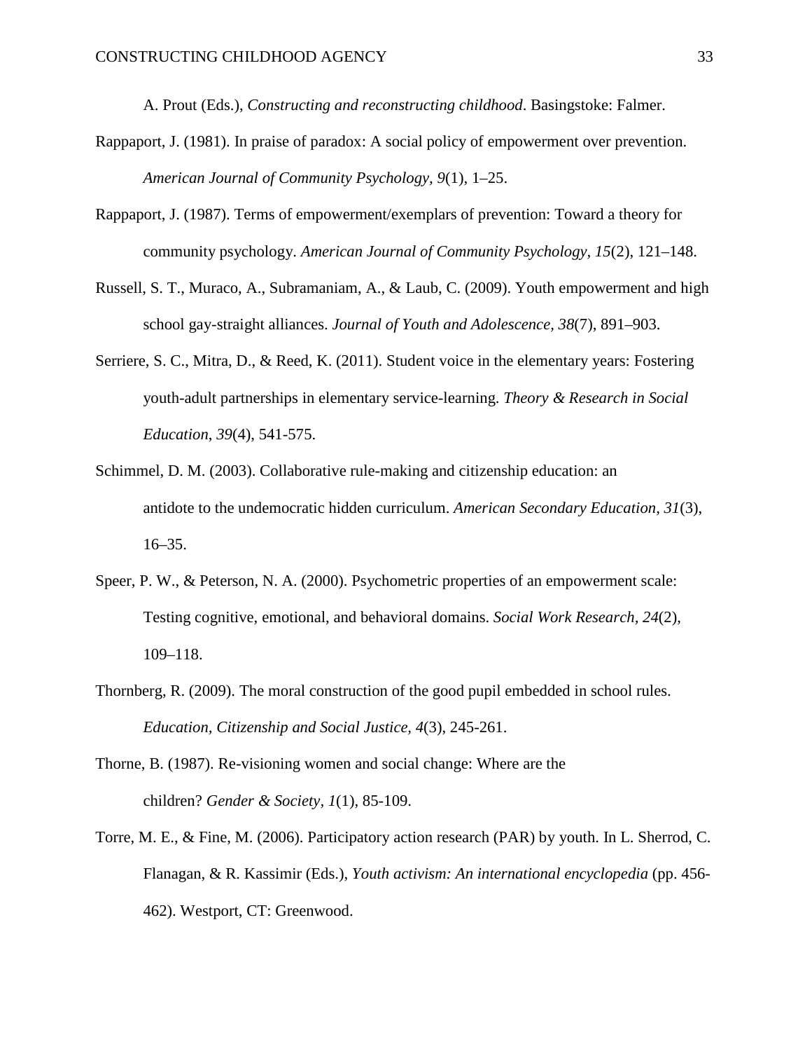A. Prout (Eds.), *Constructing and reconstructing childhood*. Basingstoke: Falmer.

Rappaport, J. (1981). In praise of paradox: A social policy of empowerment over prevention. *American Journal of Community Psychology, 9*(1), 1–25.

Rappaport, J. (1987). Terms of empowerment/exemplars of prevention: Toward a theory for community psychology. *American Journal of Community Psychology, 15*(2), 121–148.

Russell, S. T., Muraco, A., Subramaniam, A., & Laub, C. (2009). Youth empowerment and high school gay-straight alliances. *Journal of Youth and Adolescence, 38*(7), 891–903.

Serriere, S. C., Mitra, D., & Reed, K. (2011). Student voice in the elementary years: Fostering youth-adult partnerships in elementary service-learning. *Theory & Research in Social Education*, *39*(4), 541-575.

Schimmel, D. M. (2003). Collaborative rule-making and citizenship education: an antidote to the undemocratic hidden curriculum. *American Secondary Education, 31*(3), 16–35.

Speer, P. W., & Peterson, N. A. (2000). Psychometric properties of an empowerment scale: Testing cognitive, emotional, and behavioral domains. *Social Work Research, 24*(2), 109–118.

Thornberg, R. (2009). The moral construction of the good pupil embedded in school rules. *Education, Citizenship and Social Justice, 4*(3), 245-261.

Thorne, B. (1987). Re-visioning women and social change: Where are the children? *Gender & Society, 1*(1), 85-109.

Torre, M. E., & Fine, M. (2006). Participatory action research (PAR) by youth. In L. Sherrod, C. Flanagan, & R. Kassimir (Eds.), *Youth activism: An international encyclopedia* (pp. 456-462). Westport, CT: Greenwood.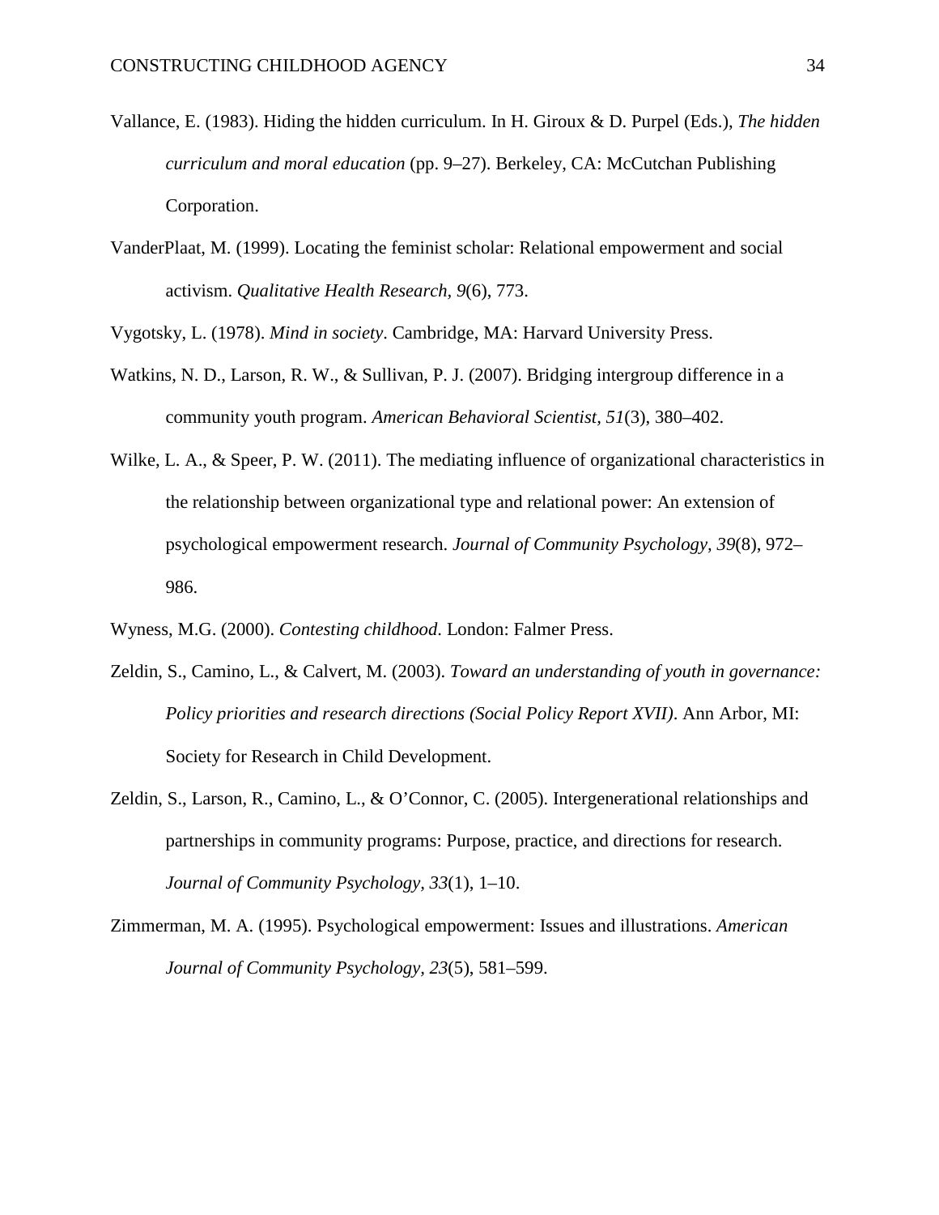Vallance, E. (1983). Hiding the hidden curriculum. In H. Giroux & D. Purpel (Eds.), *The hidden curriculum and moral education* (pp. 9–27). Berkeley, CA: McCutchan Publishing Corporation.

VanderPlaat, M. (1999). Locating the feminist scholar: Relational empowerment and social activism. *Qualitative Health Research, 9*(6), 773.

Vygotsky, L. (1978). *Mind in society*. Cambridge, MA: Harvard University Press.

Watkins, N. D., Larson, R. W., & Sullivan, P. J. (2007). Bridging intergroup difference in a community youth program. *American Behavioral Scientist, 51*(3), 380–402.

Wilke, L. A., & Speer, P. W. (2011). The mediating influence of organizational characteristics in the relationship between organizational type and relational power: An extension of psychological empowerment research. *Journal of Community Psychology, 39*(8), 972–986.

Wyness, M.G. (2000). *Contesting childhood*. London: Falmer Press.

Zeldin, S., Camino, L., & Calvert, M. (2003). *Toward an understanding of youth in governance: Policy priorities and research directions (Social Policy Report XVII)*. Ann Arbor, MI: Society for Research in Child Development.

Zeldin, S., Larson, R., Camino, L., & O'Connor, C. (2005). Intergenerational relationships and partnerships in community programs: Purpose, practice, and directions for research. *Journal of Community Psychology, 33*(1), 1–10.

Zimmerman, M. A. (1995). Psychological empowerment: Issues and illustrations. *American Journal of Community Psychology, 23*(5), 581–599.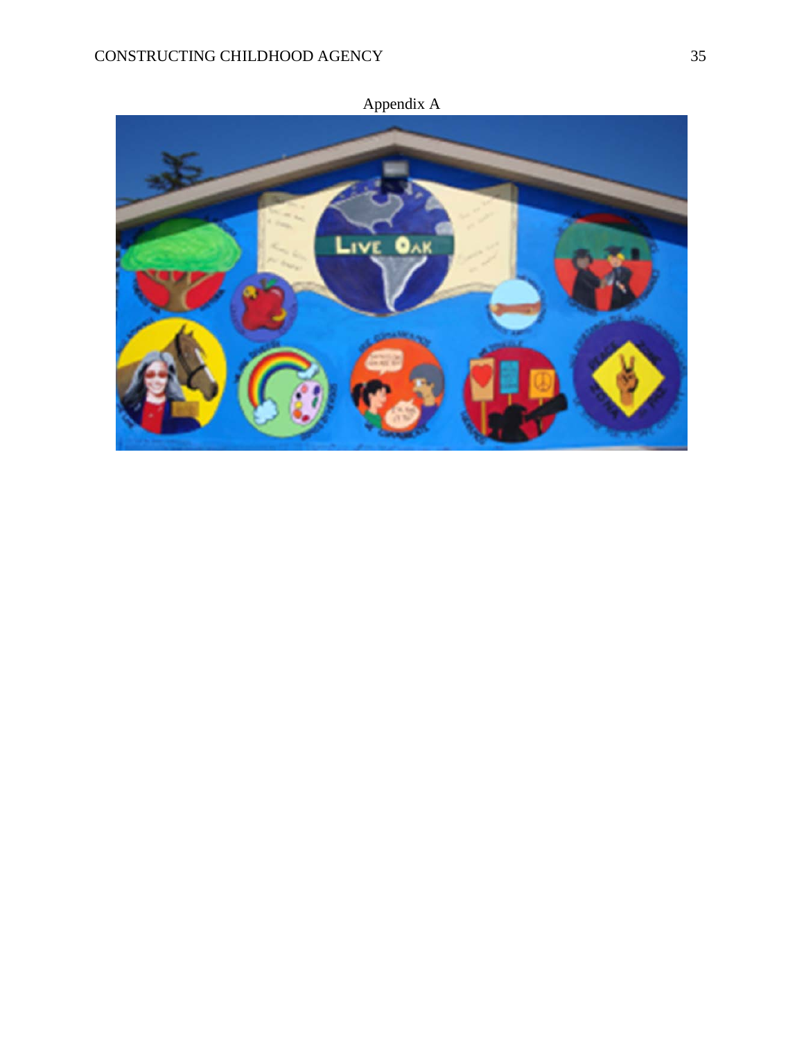Appendix A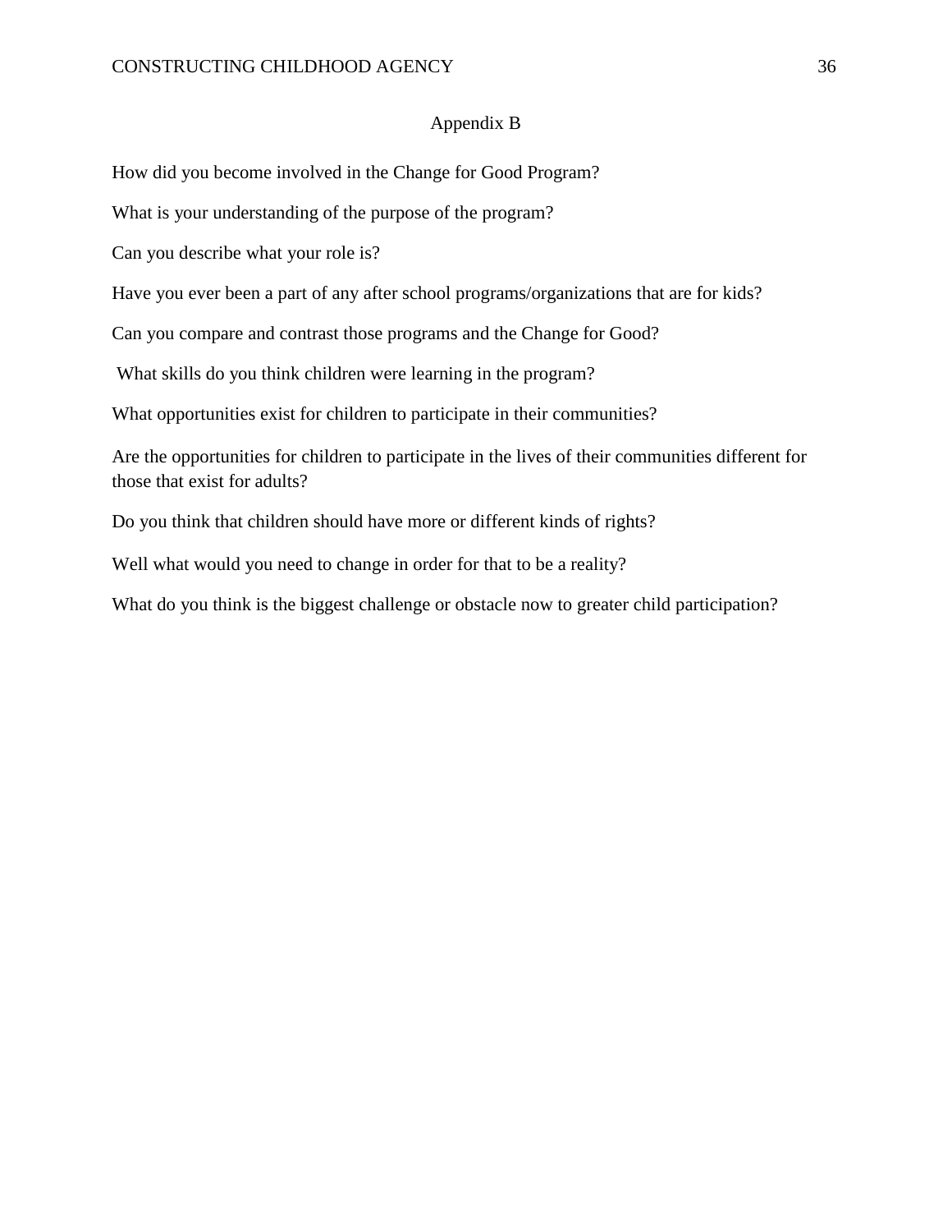## Appendix B

How did you become involved in the Change for Good Program?

What is your understanding of the purpose of the program?

Can you describe what your role is?

Have you ever been a part of any after school programs/organizations that are for kids?

Can you compare and contrast those programs and the Change for Good?

What skills do you think children were learning in the program?

What opportunities exist for children to participate in their communities?

Are the opportunities for children to participate in the lives of their communities different for those that exist for adults?

Do you think that children should have more or different kinds of rights?

Well what would you need to change in order for that to be a reality?

What do you think is the biggest challenge or obstacle now to greater child participation?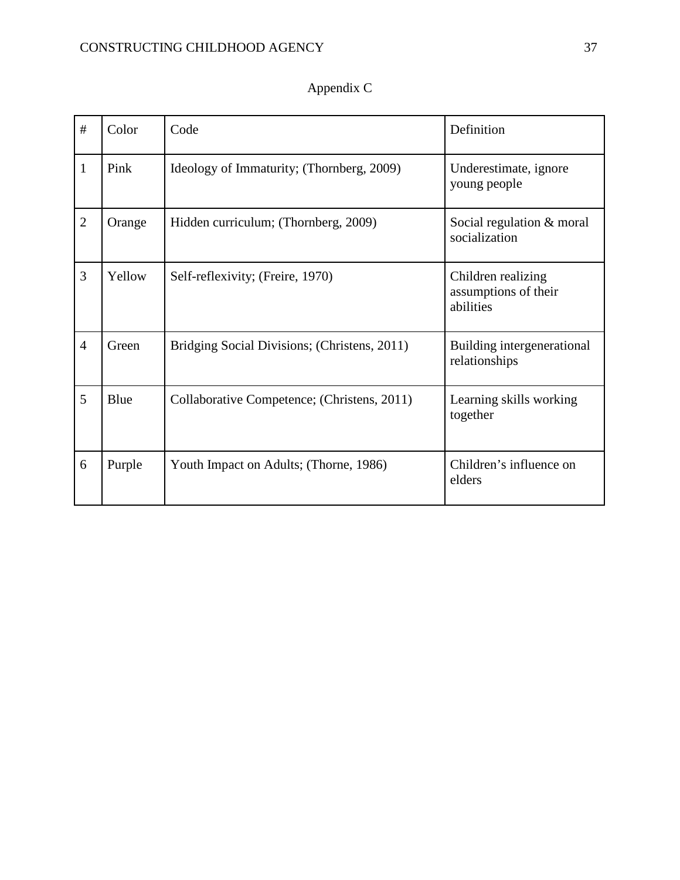Appendix C

| # | Color | Code | Definition |
|---|---|---|---|
| 1 | Pink | Ideology of Immaturity; (Thornberg, 2009) | Underestimate, ignore young people |
| 2 | Orange | Hidden curriculum; (Thornberg, 2009) | Social regulation & moral socialization |
| 3 | Yellow | Self-reflexivity; (Freire, 1970) | Children realizing assumptions of their abilities |
| 4 | Green | Bridging Social Divisions; (Christens, 2011) | Building intergenerational relationships |
| 5 | Blue | Collaborative Competence; (Christens, 2011) | Learning skills working together |
| 6 | Purple | Youth Impact on Adults; (Thorne, 1986) | Children's influence on elders |